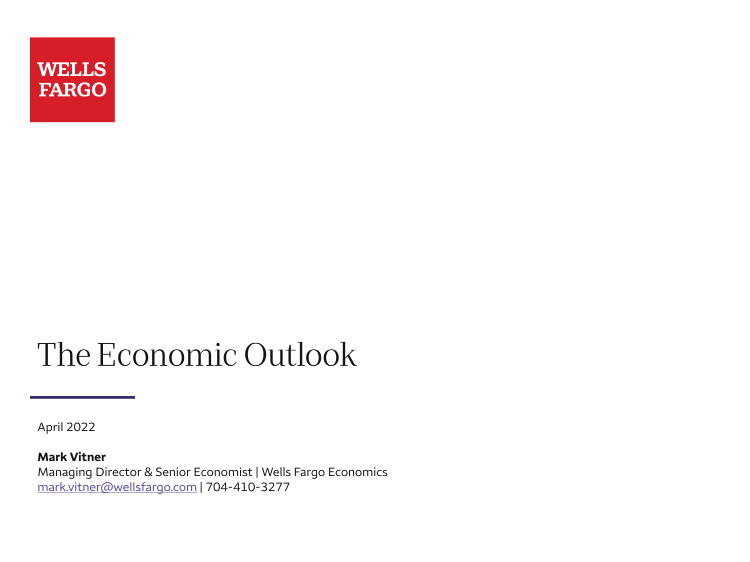WELLS FARGO

# The Economic Outlook

April 2022

**Mark Vitner**
Managing Director & Senior Economist | Wells Fargo Economics
mark.vitner@wellsfargo.com | 704-410-3277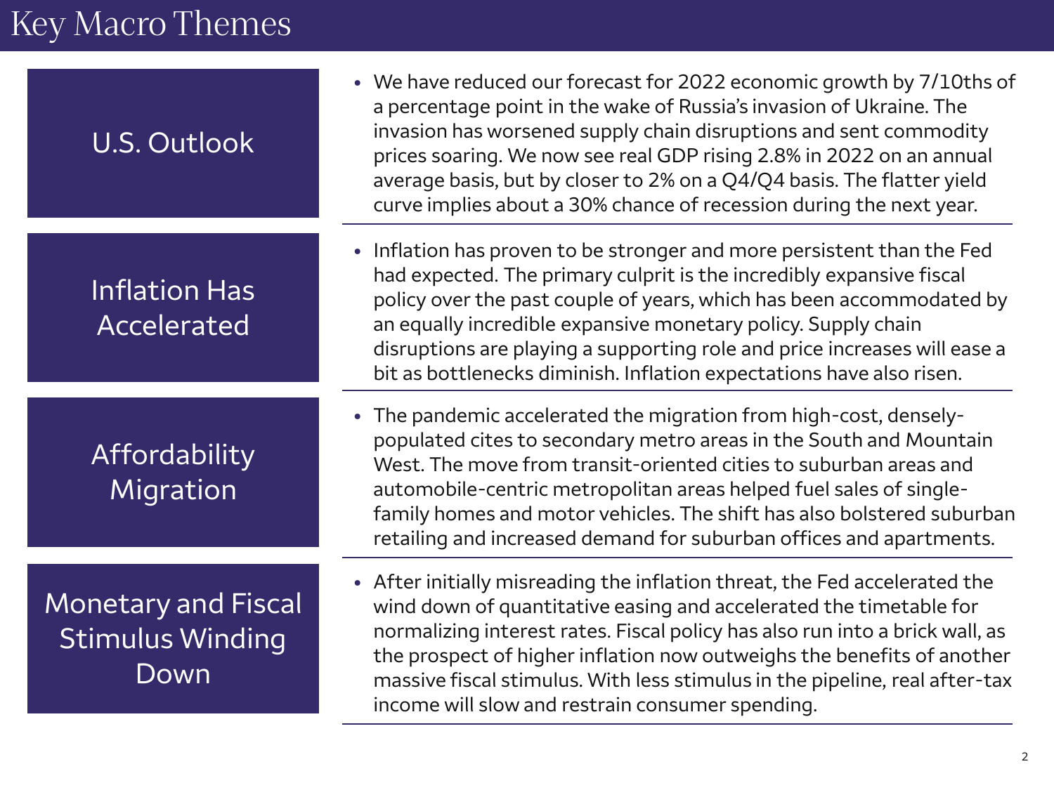# Key Macro Themes

## U.S. Outlook

- We have reduced our forecast for 2022 economic growth by 7/10ths of a percentage point in the wake of Russia's invasion of Ukraine. The invasion has worsened supply chain disruptions and sent commodity prices soaring. We now see real GDP rising 2.8% in 2022 on an annual average basis, but by closer to 2% on a Q4/Q4 basis. The flatter yield curve implies about a 30% chance of recession during the next year.

## Inflation Has Accelerated

- Inflation has proven to be stronger and more persistent than the Fed had expected. The primary culprit is the incredibly expansive fiscal policy over the past couple of years, which has been accommodated by an equally incredible expansive monetary policy. Supply chain disruptions are playing a supporting role and price increases will ease a bit as bottlenecks diminish. Inflation expectations have also risen.

## Affordability Migration

- The pandemic accelerated the migration from high-cost, densely-populated cites to secondary metro areas in the South and Mountain West. The move from transit-oriented cities to suburban areas and automobile-centric metropolitan areas helped fuel sales of single-family homes and motor vehicles. The shift has also bolstered suburban retailing and increased demand for suburban offices and apartments.

## Monetary and Fiscal Stimulus Winding Down

- After initially misreading the inflation threat, the Fed accelerated the wind down of quantitative easing and accelerated the timetable for normalizing interest rates. Fiscal policy has also run into a brick wall, as the prospect of higher inflation now outweighs the benefits of another massive fiscal stimulus. With less stimulus in the pipeline, real after-tax income will slow and restrain consumer spending.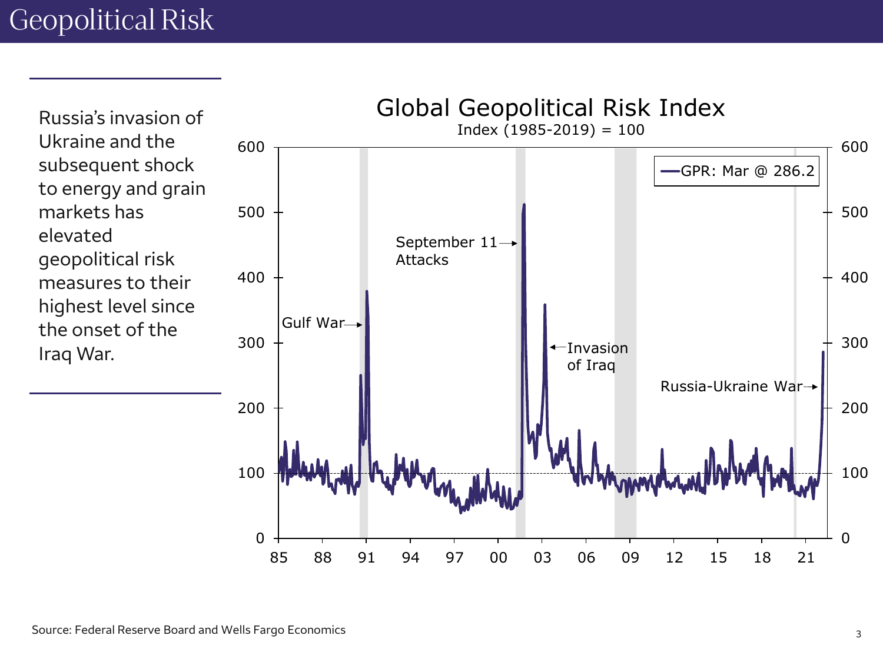# Geopolitical Risk

Russia's invasion of Ukraine and the subsequent shock to energy and grain markets has elevated geopolitical risk measures to their highest level since the onset of the Iraq War.

**Global Geopolitical Risk Index**

Index (1985-2019) = 100

GPR: Mar @ 286.2

Gulf War

September 11 Attacks

Invasion of Iraq

Russia-Ukraine War

Source: Federal Reserve Board and Wells Fargo Economics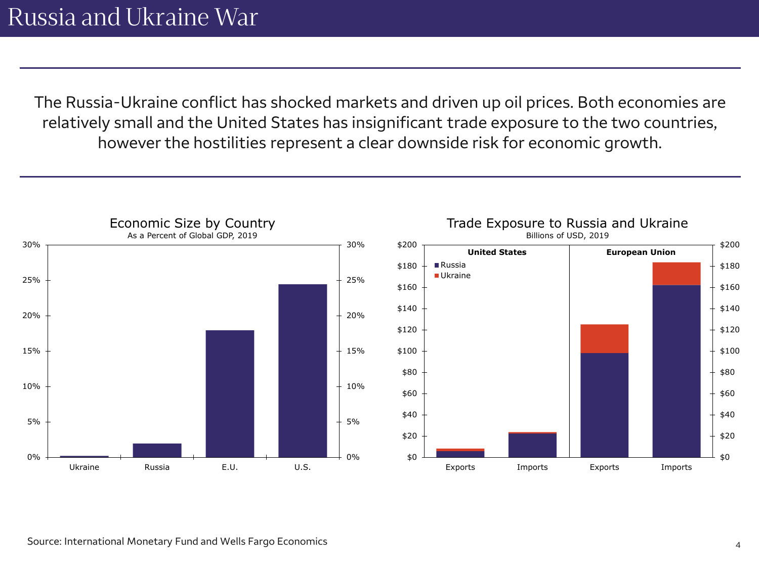# Russia and Ukraine War

The Russia-Ukraine conflict has shocked markets and driven up oil prices. Both economies are relatively small and the United States has insignificant trade exposure to the two countries, however the hostilities represent a clear downside risk for economic growth.

**Economic Size by Country**
As a Percent of Global GDP, 2019

**Trade Exposure to Russia and Ukraine**
Billions of USD, 2019

Source: International Monetary Fund and Wells Fargo Economics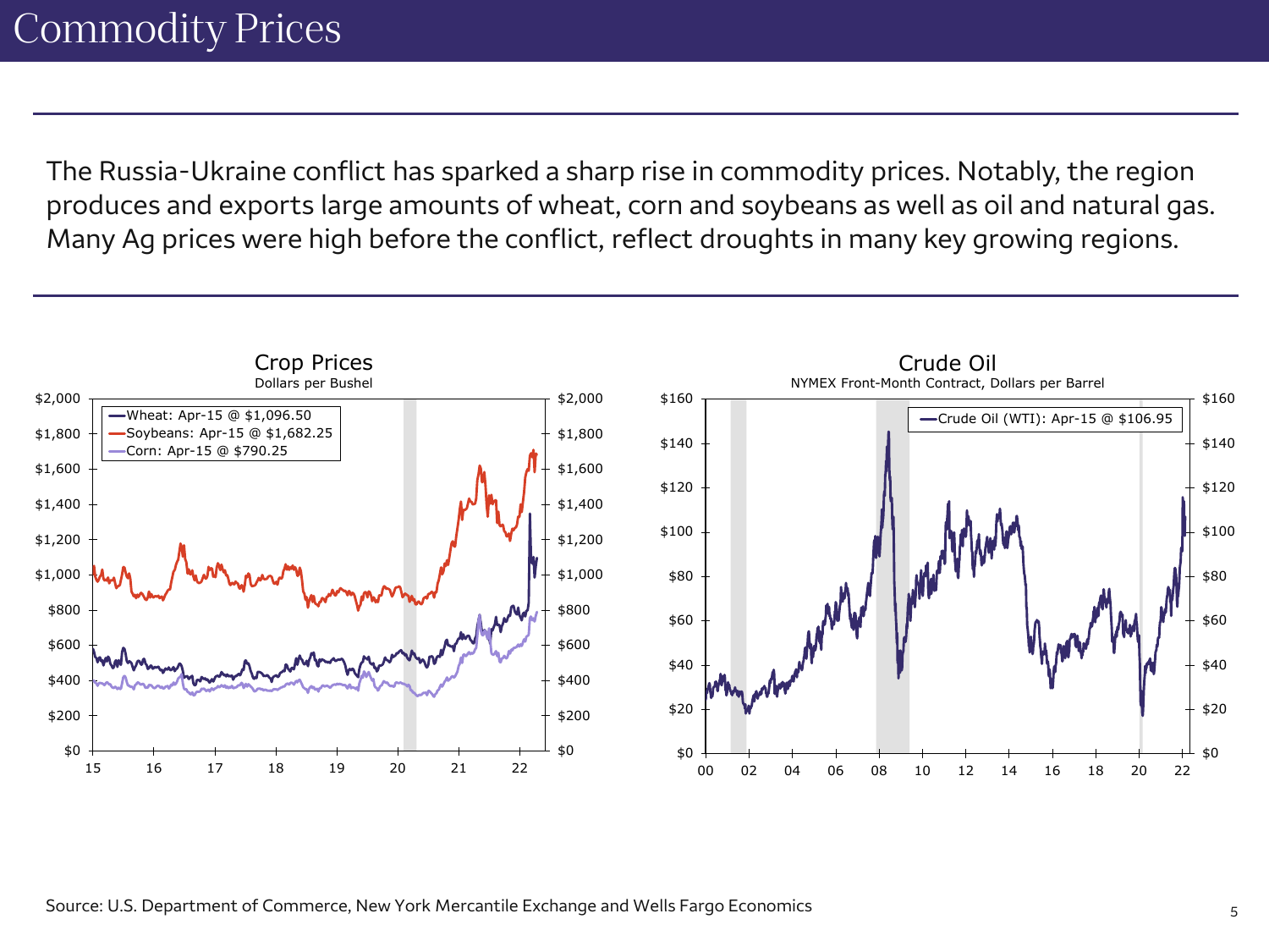# Commodity Prices

The Russia-Ukraine conflict has sparked a sharp rise in commodity prices. Notably, the region produces and exports large amounts of wheat, corn and soybeans as well as oil and natural gas. Many Ag prices were high before the conflict, reflect droughts in many key growing regions.

**Crop Prices**
Dollars per Bushel

- Wheat: Apr-15 @ $1,096.50
- Soybeans: Apr-15 @ $1,682.25
- Corn: Apr-15 @ $790.25

**Crude Oil**
NYMEX Front-Month Contract, Dollars per Barrel

- Crude Oil (WTI): Apr-15 @ $106.95

Source: U.S. Department of Commerce, New York Mercantile Exchange and Wells Fargo Economics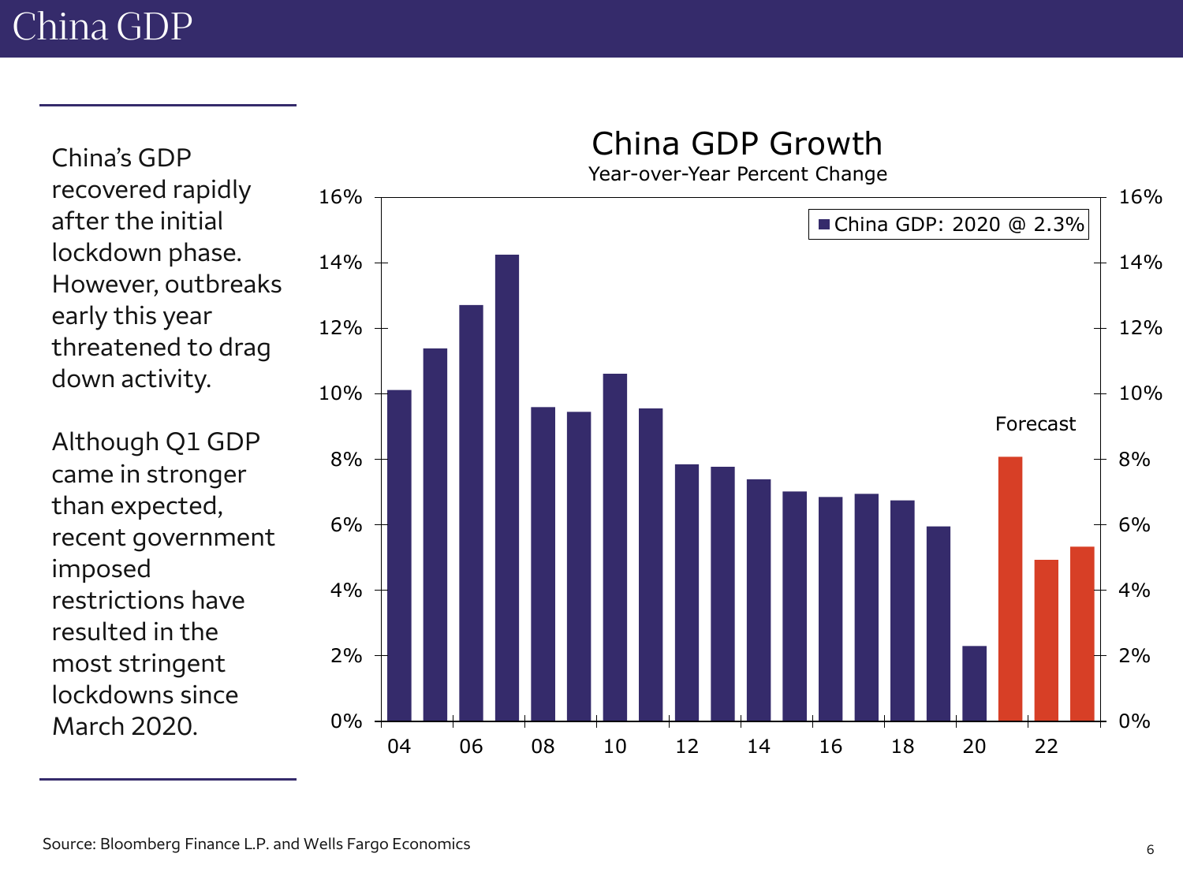# China GDP

China's GDP recovered rapidly after the initial lockdown phase. However, outbreaks early this year threatened to drag down activity.

Although Q1 GDP came in stronger than expected, recent government imposed restrictions have resulted in the most stringent lockdowns since March 2020.

**China GDP Growth**

Year-over-Year Percent Change

■ China GDP: 2020 @ 2.3%

Forecast

Source: Bloomberg Finance L.P. and Wells Fargo Economics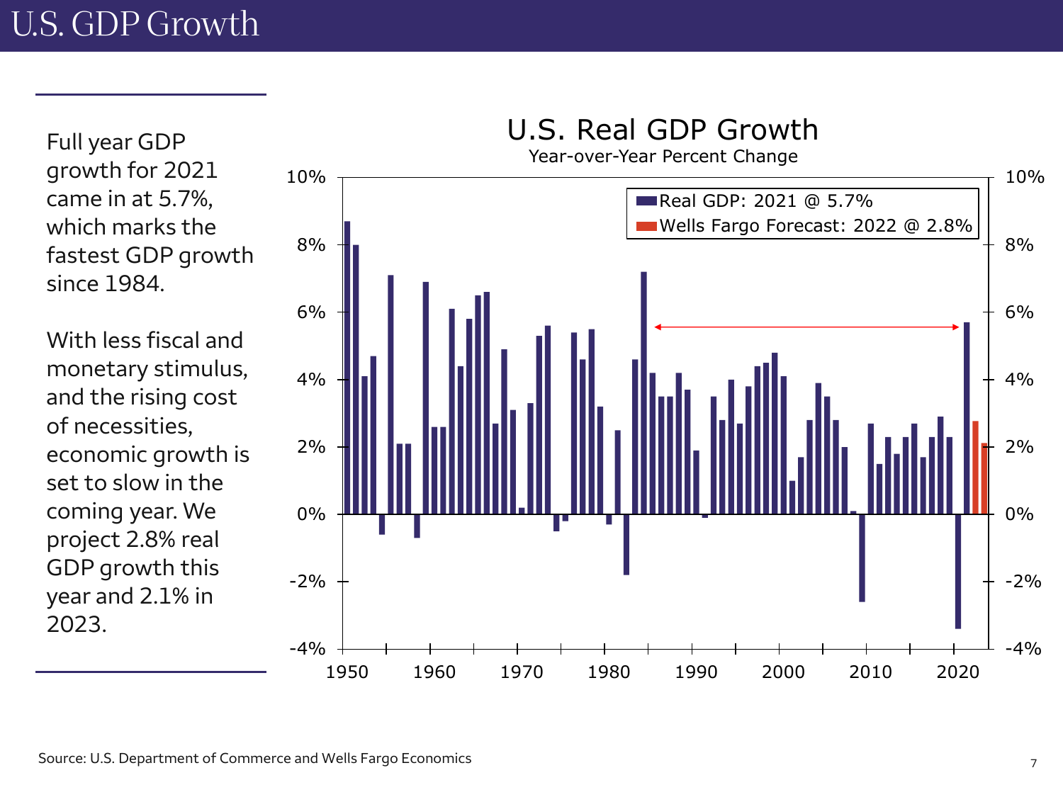# U.S. GDP Growth

Full year GDP growth for 2021 came in at 5.7%, which marks the fastest GDP growth since 1984.

With less fiscal and monetary stimulus, and the rising cost of necessities, economic growth is set to slow in the coming year. We project 2.8% real GDP growth this year and 2.1% in 2023.

**U.S. Real GDP Growth**

Year-over-Year Percent Change

- Real GDP: 2021 @ 5.7%
- Wells Fargo Forecast: 2022 @ 2.8%

Source: U.S. Department of Commerce and Wells Fargo Economics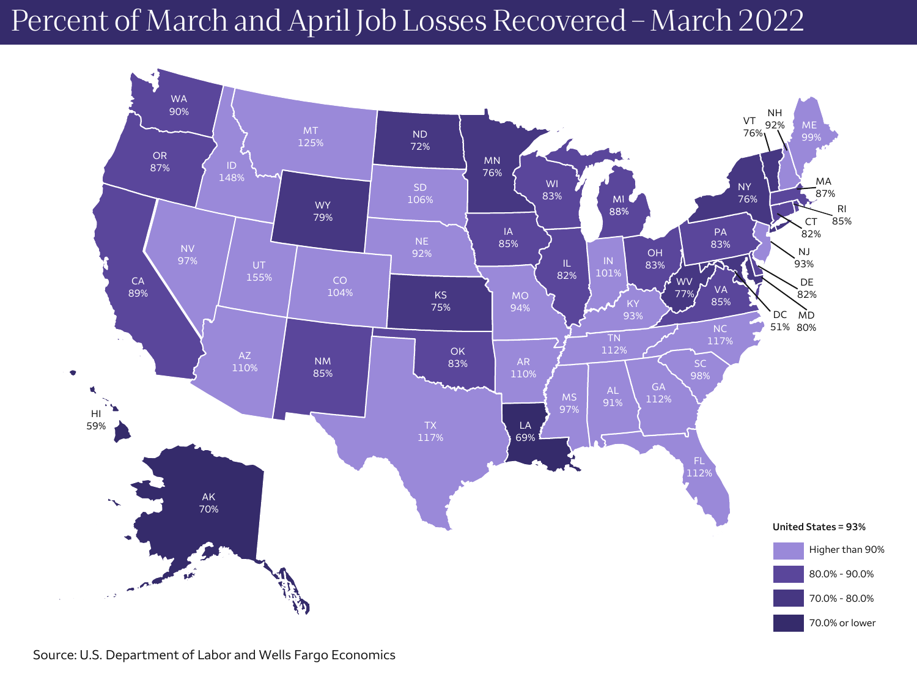# Percent of March and April Job Losses Recovered – March 2022

| State | Percent Recovered |
|---|---|
| WA | 90% |
| OR | 87% |
| CA | 89% |
| ID | 148% |
| NV | 97% |
| MT | 125% |
| WY | 79% |
| UT | 155% |
| AZ | 110% |
| CO | 104% |
| NM | 85% |
| ND | 72% |
| SD | 106% |
| NE | 92% |
| KS | 75% |
| OK | 83% |
| TX | 117% |
| MN | 76% |
| IA | 85% |
| MO | 94% |
| AR | 110% |
| LA | 69% |
| WI | 83% |
| IL | 82% |
| MI | 88% |
| IN | 101% |
| OH | 83% |
| KY | 93% |
| TN | 112% |
| MS | 97% |
| AL | 91% |
| GA | 112% |
| FL | 112% |
| SC | 98% |
| NC | 117% |
| VA | 85% |
| WV | 77% |
| PA | 83% |
| NY | 76% |
| VT | 76% |
| NH | 92% |
| ME | 99% |
| MA | 87% |
| RI | 85% |
| CT | 82% |
| NJ | 93% |
| DE | 82% |
| MD | 80% |
| DC | 51% |
| HI | 59% |
| AK | 70% |

United States = 93%

Legend:
- Higher than 90%
- 80.0% - 90.0%
- 70.0% - 80.0%
- 70.0% or lower

Source: U.S. Department of Labor and Wells Fargo Economics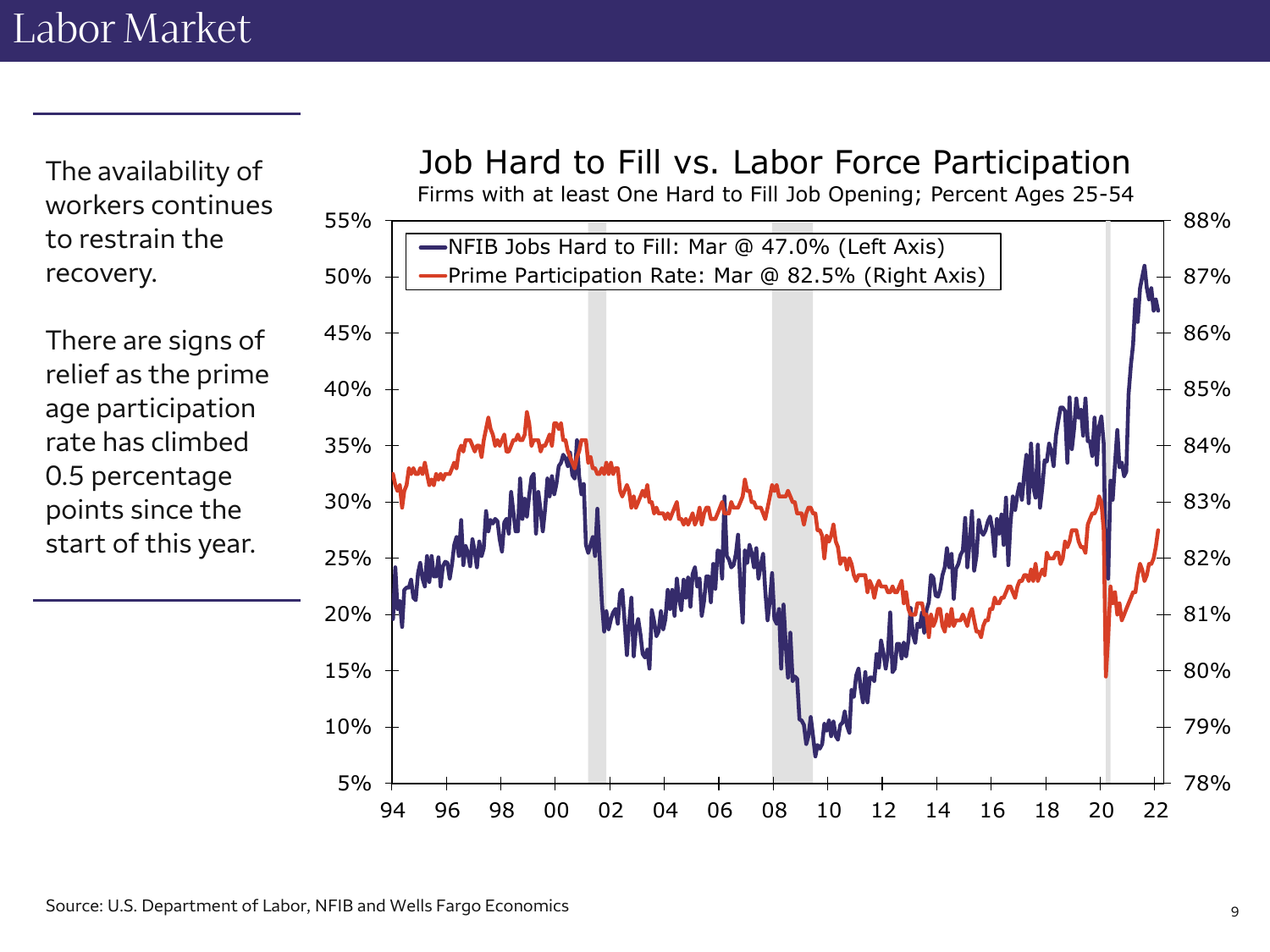# Labor Market

The availability of workers continues to restrain the recovery.

There are signs of relief as the prime age participation rate has climbed 0.5 percentage points since the start of this year.

## Job Hard to Fill vs. Labor Force Participation

Firms with at least One Hard to Fill Job Opening; Percent Ages 25-54

- NFIB Jobs Hard to Fill: Mar @ 47.0% (Left Axis)
- Prime Participation Rate: Mar @ 82.5% (Right Axis)

Source: U.S. Department of Labor, NFIB and Wells Fargo Economics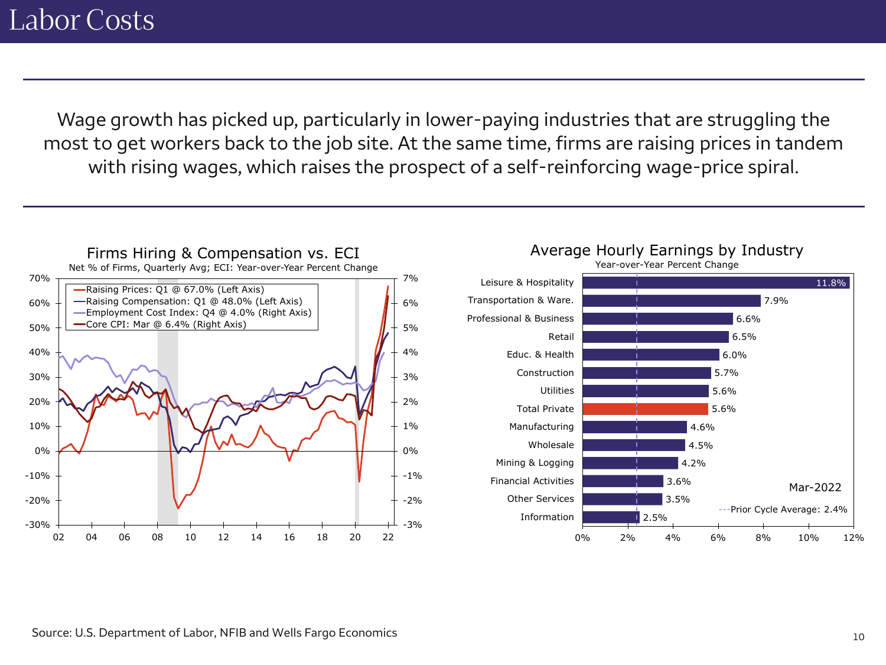# Labor Costs

Wage growth has picked up, particularly in lower-paying industries that are struggling the most to get workers back to the job site. At the same time, firms are raising prices in tandem with rising wages, which raises the prospect of a self-reinforcing wage-price spiral.

**Firms Hiring & Compensation vs. ECI**

Net % of Firms, Quarterly Avg; ECI: Year-over-Year Percent Change

- Raising Prices: Q1 @ 67.0% (Left Axis)
- Raising Compensation: Q1 @ 48.0% (Left Axis)
- Employment Cost Index: Q4 @ 4.0% (Right Axis)
- Core CPI: Mar @ 6.4% (Right Axis)

**Average Hourly Earnings by Industry**

Year-over-Year Percent Change

| Industry | Mar-2022 |
|---|---|
| Leisure & Hospitality | 11.8% |
| Transportation & Ware. | 7.9% |
| Professional & Business | 6.6% |
| Retail | 6.5% |
| Educ. & Health | 6.0% |
| Construction | 5.7% |
| Utilities | 5.6% |
| Total Private | 5.6% |
| Manufacturing | 4.6% |
| Wholesale | 4.5% |
| Mining & Logging | 4.2% |
| Financial Activities | 3.6% |
| Other Services | 3.5% |
| Information | 2.5% |

Prior Cycle Average: 2.4%

Source: U.S. Department of Labor, NFIB and Wells Fargo Economics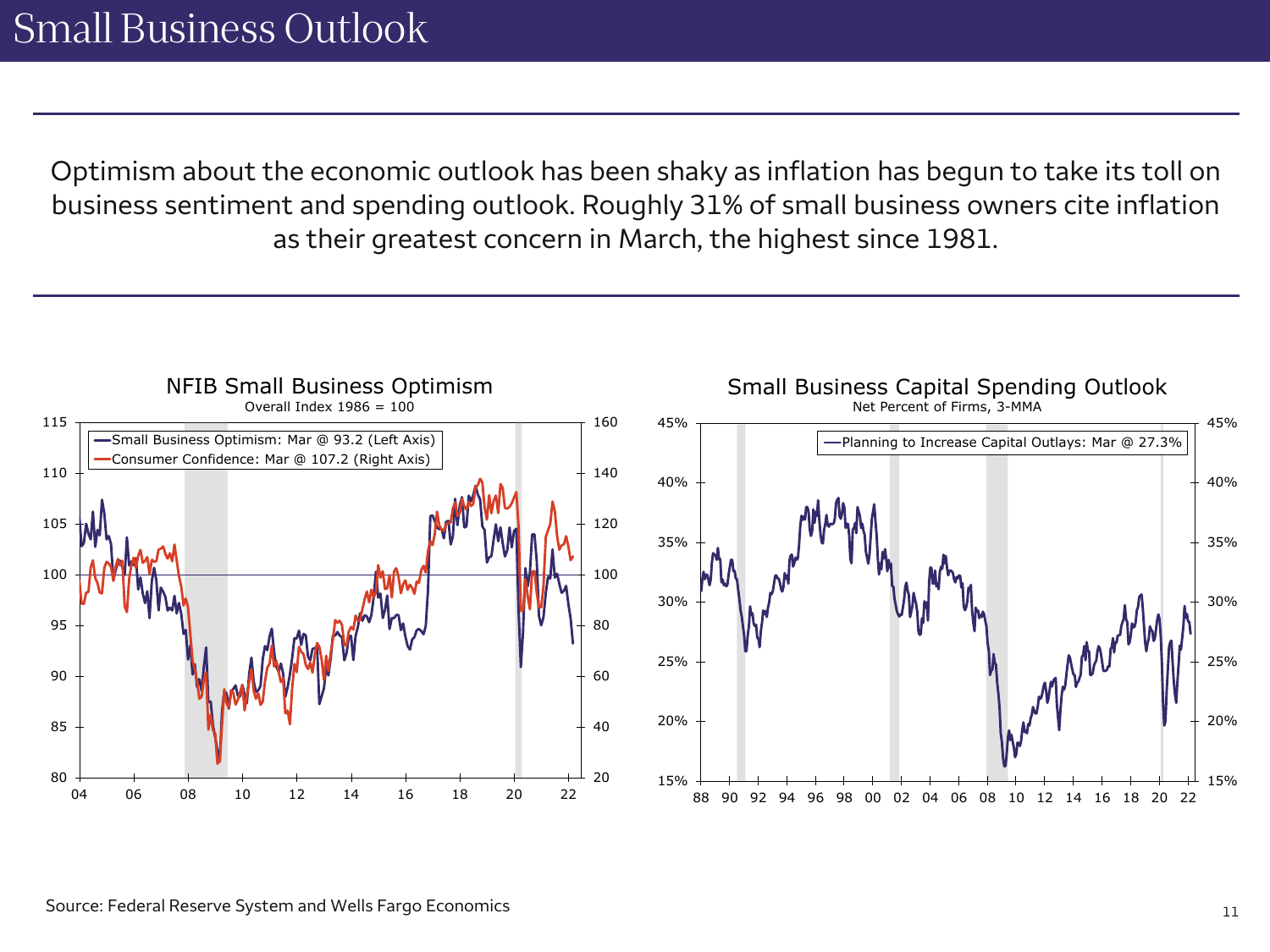# Small Business Outlook

Optimism about the economic outlook has been shaky as inflation has begun to take its toll on business sentiment and spending outlook. Roughly 31% of small business owners cite inflation as their greatest concern in March, the highest since 1981.

NFIB Small Business Optimism

Overall Index 1986 = 100

- Small Business Optimism: Mar @ 93.2 (Left Axis)
- Consumer Confidence: Mar @ 107.2 (Right Axis)

Small Business Capital Spending Outlook

Net Percent of Firms, 3-MMA

- Planning to Increase Capital Outlays: Mar @ 27.3%

Source: Federal Reserve System and Wells Fargo Economics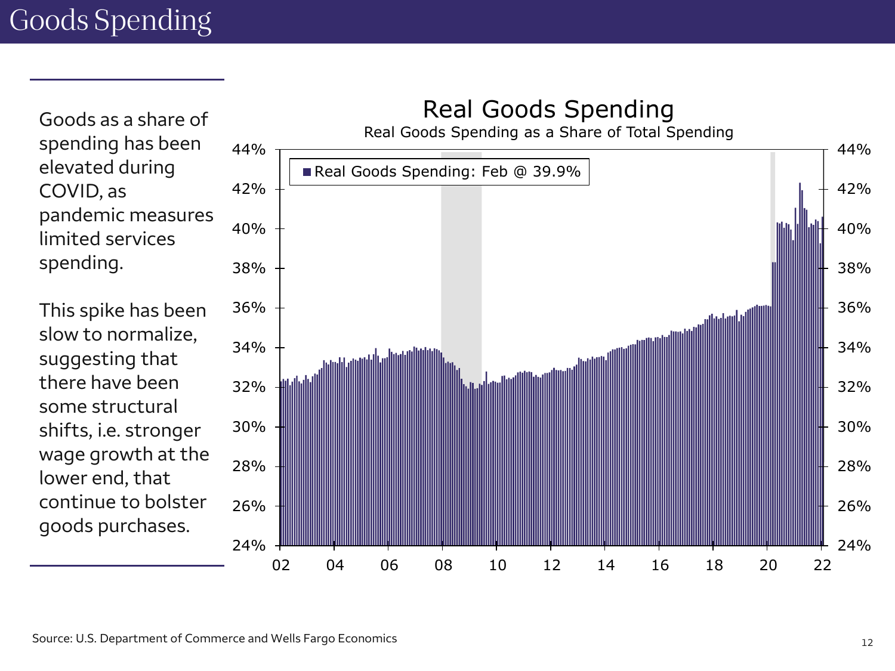# Goods Spending

Goods as a share of spending has been elevated during COVID, as pandemic measures limited services spending.

This spike has been slow to normalize, suggesting that there have been some structural shifts, i.e. stronger wage growth at the lower end, that continue to bolster goods purchases.

## Real Goods Spending

Real Goods Spending as a Share of Total Spending

Real Goods Spending: Feb @ 39.9%

Source: U.S. Department of Commerce and Wells Fargo Economics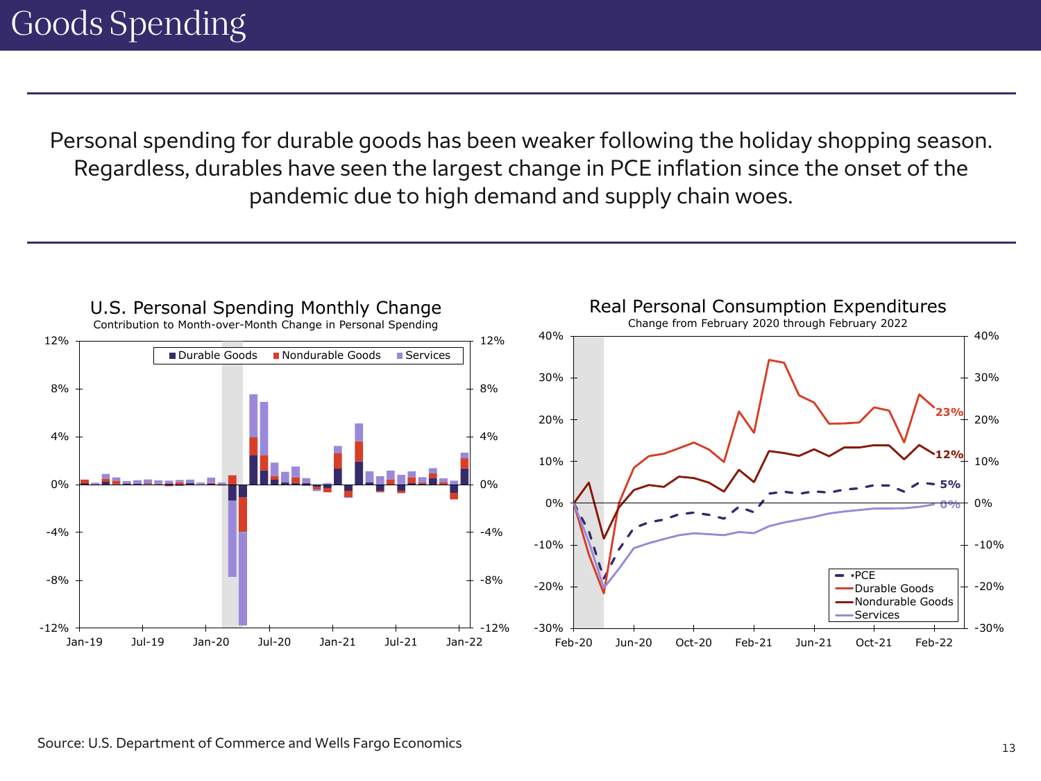# Goods Spending

Personal spending for durable goods has been weaker following the holiday shopping season. Regardless, durables have seen the largest change in PCE inflation since the onset of the pandemic due to high demand and supply chain woes.

U.S. Personal Spending Monthly Change

Contribution to Month-over-Month Change in Personal Spending

Real Personal Consumption Expenditures

Change from February 2020 through February 2022

Source: U.S. Department of Commerce and Wells Fargo Economics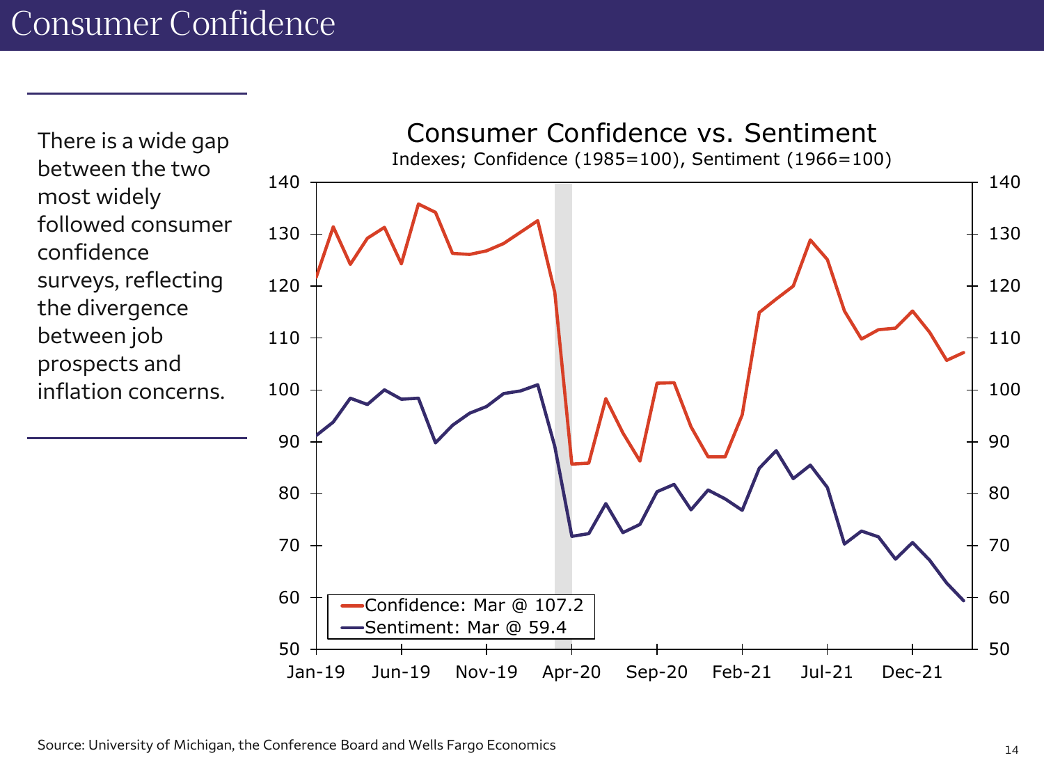# Consumer Confidence

There is a wide gap between the two most widely followed consumer confidence surveys, reflecting the divergence between job prospects and inflation concerns.

**Consumer Confidence vs. Sentiment**

Indexes; Confidence (1985=100), Sentiment (1966=100)

- Confidence: Mar @ 107.2
- Sentiment: Mar @ 59.4

Source: University of Michigan, the Conference Board and Wells Fargo Economics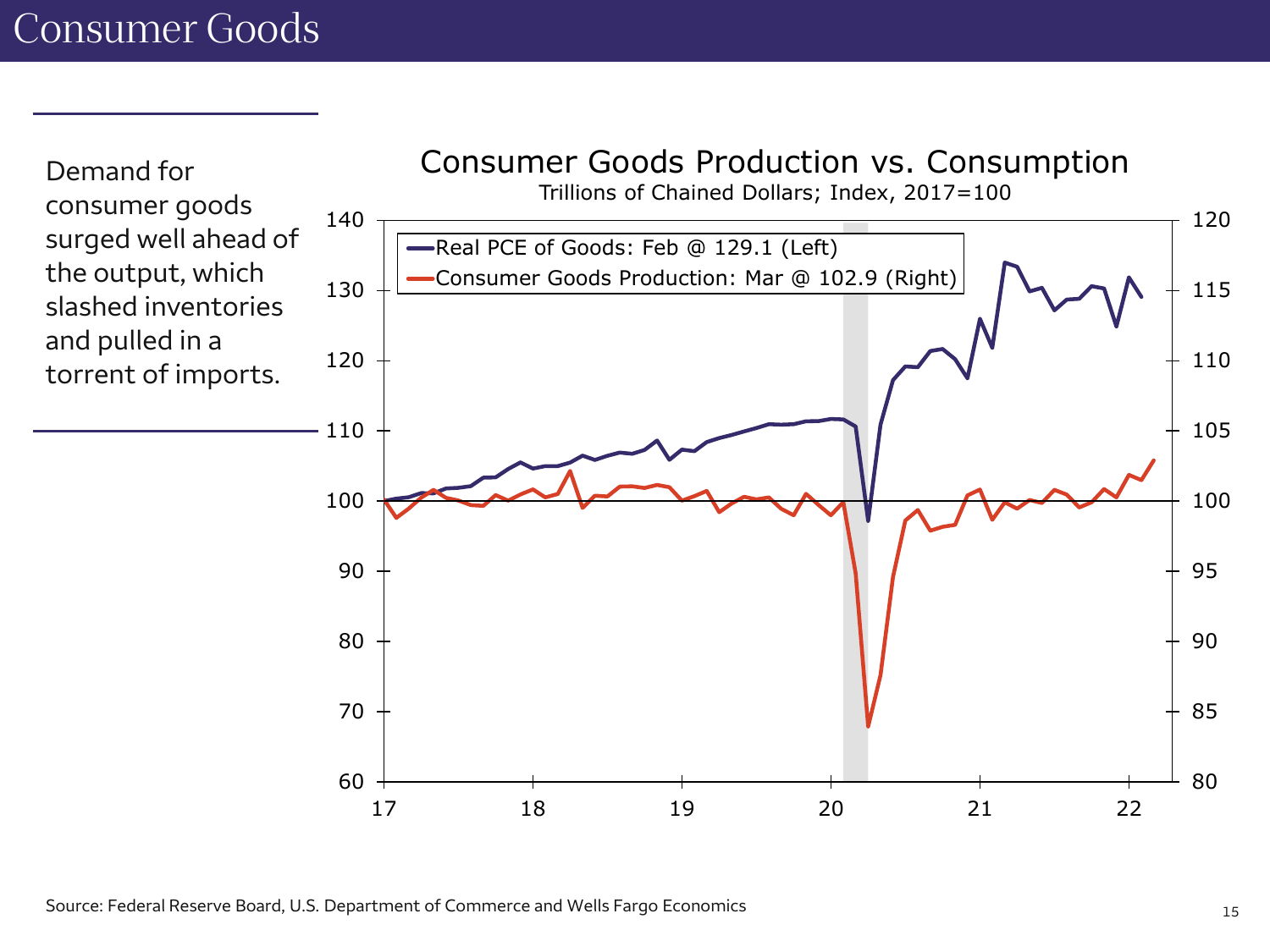# Consumer Goods

Demand for consumer goods surged well ahead of the output, which slashed inventories and pulled in a torrent of imports.

Consumer Goods Production vs. Consumption

Trillions of Chained Dollars; Index, 2017=100

Real PCE of Goods: Feb @ 129.1 (Left)

Consumer Goods Production: Mar @ 102.9 (Right)

Source: Federal Reserve Board, U.S. Department of Commerce and Wells Fargo Economics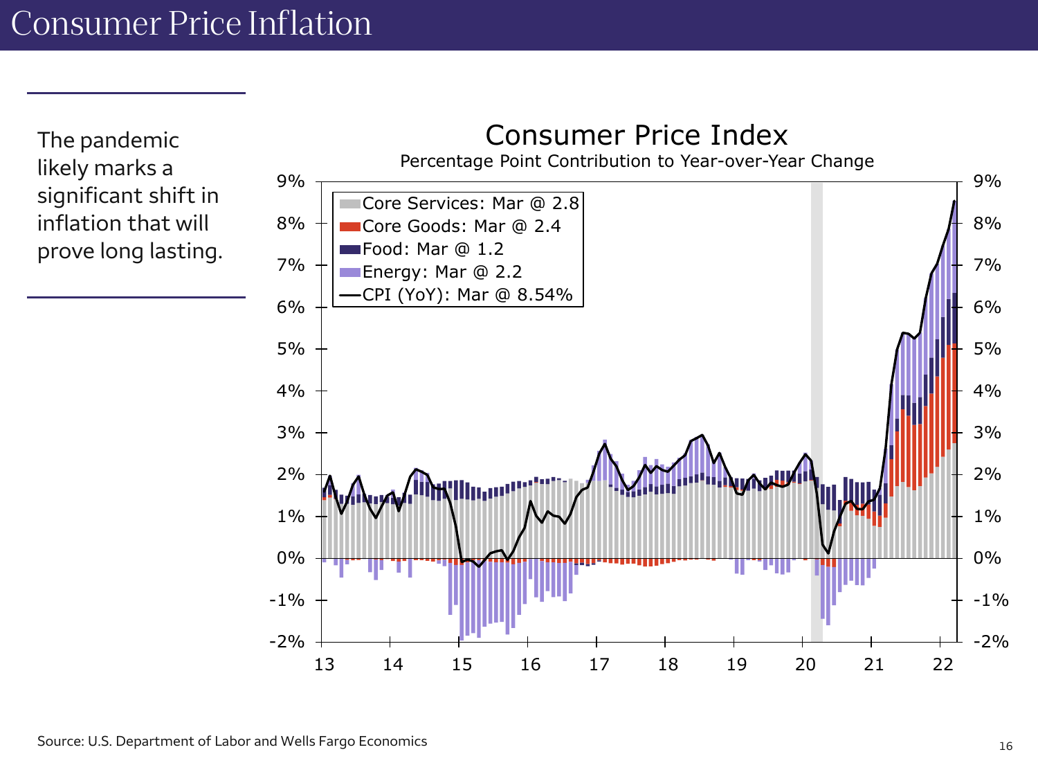# Consumer Price Inflation

The pandemic likely marks a significant shift in inflation that will prove long lasting.

**Consumer Price Index**

Percentage Point Contribution to Year-over-Year Change

- Core Services: Mar @ 2.8
- Core Goods: Mar @ 2.4
- Food: Mar @ 1.2
- Energy: Mar @ 2.2
- CPI (YoY): Mar @ 8.54%

Source: U.S. Department of Labor and Wells Fargo Economics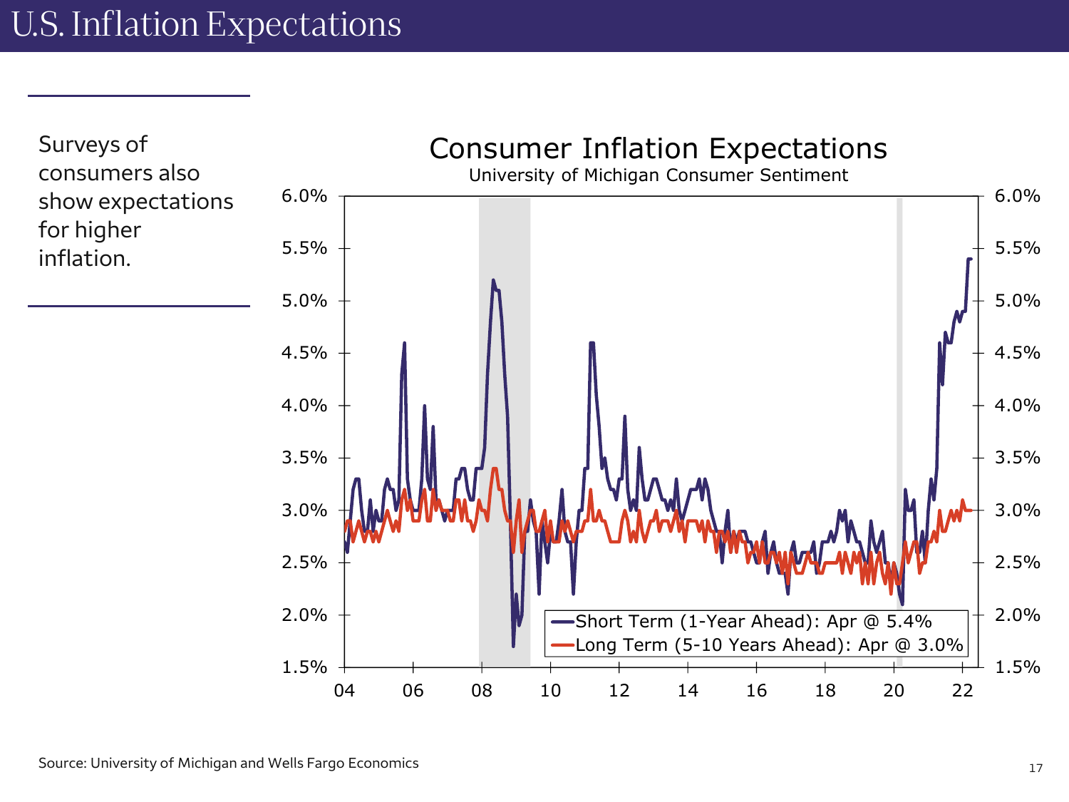# U.S. Inflation Expectations

Surveys of consumers also show expectations for higher inflation.

## Consumer Inflation Expectations

University of Michigan Consumer Sentiment

- Short Term (1-Year Ahead): Apr @ 5.4%
- Long Term (5-10 Years Ahead): Apr @ 3.0%

Source: University of Michigan and Wells Fargo Economics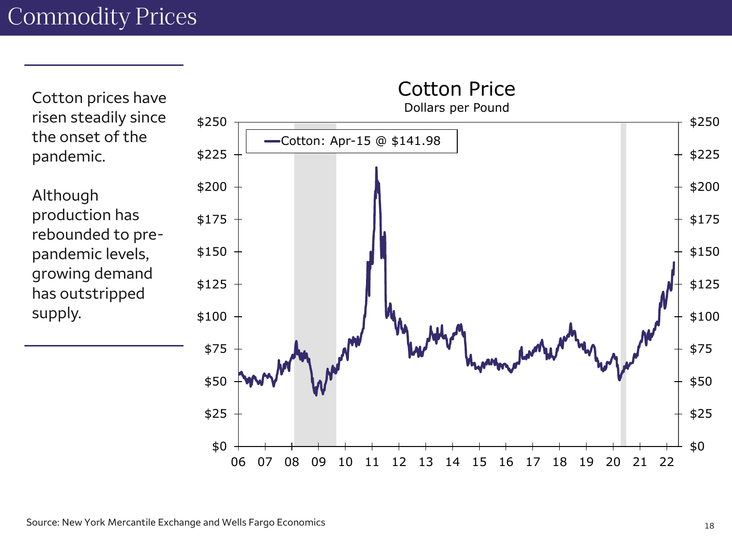# Commodity Prices

Cotton prices have risen steadily since the onset of the pandemic.

Although production has rebounded to pre-pandemic levels, growing demand has outstripped supply.

Cotton Price

Dollars per Pound

Cotton: Apr-15 @ $141.98

Source: New York Mercantile Exchange and Wells Fargo Economics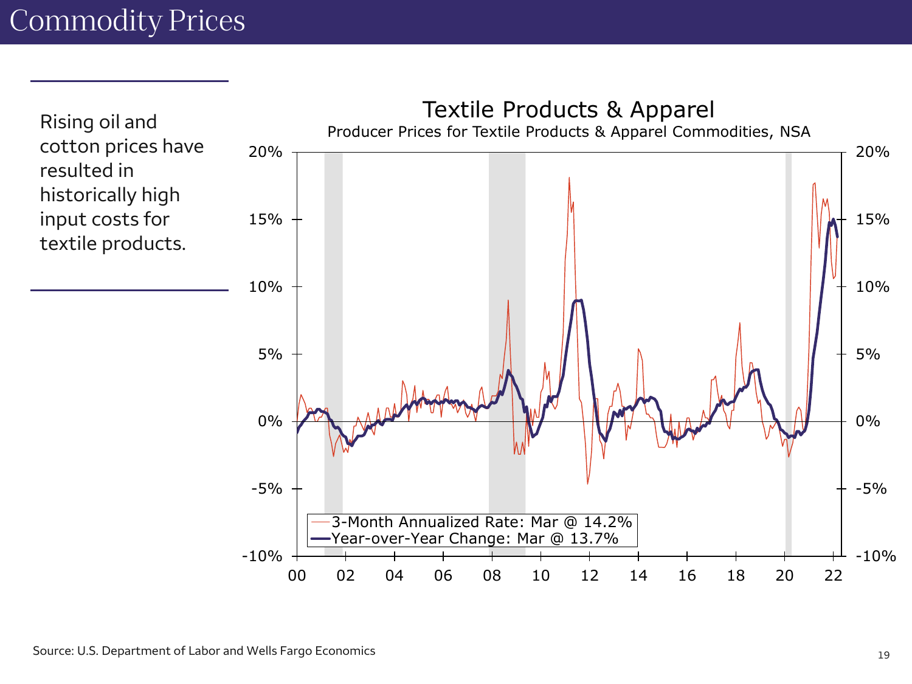# Commodity Prices

Rising oil and cotton prices have resulted in historically high input costs for textile products.

## Textile Products & Apparel

Producer Prices for Textile Products & Apparel Commodities, NSA

- 3-Month Annualized Rate: Mar @ 14.2%
- Year-over-Year Change: Mar @ 13.7%

Source: U.S. Department of Labor and Wells Fargo Economics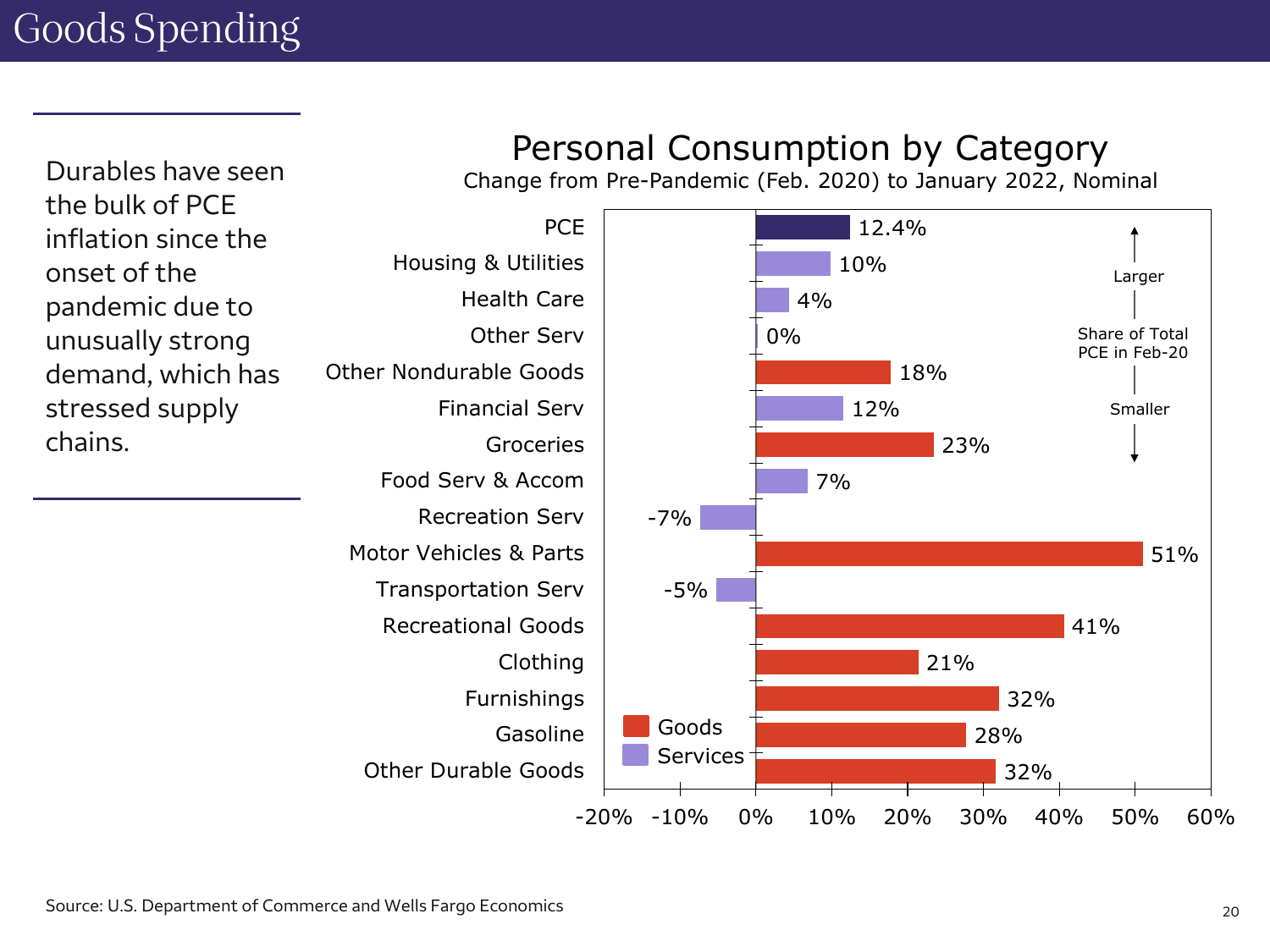# Goods Spending

Durables have seen the bulk of PCE inflation since the onset of the pandemic due to unusually strong demand, which has stressed supply chains.

## Personal Consumption by Category

Change from Pre-Pandemic (Feb. 2020) to January 2022, Nominal

| Category | Type | Change |
| --- | --- | --- |
| PCE | Total | 12.4% |
| Housing & Utilities | Services | 10% |
| Health Care | Services | 4% |
| Other Serv | Services | 0% |
| Other Nondurable Goods | Goods | 18% |
| Financial Serv | Services | 12% |
| Groceries | Goods | 23% |
| Food Serv & Accom | Services | 7% |
| Recreation Serv | Services | -7% |
| Motor Vehicles & Parts | Goods | 51% |
| Transportation Serv | Services | -5% |
| Recreational Goods | Goods | 41% |
| Clothing | Goods | 21% |
| Furnishings | Goods | 32% |
| Gasoline | Goods | 28% |
| Other Durable Goods | Goods | 32% |

Categories ordered by Share of Total PCE in Feb-20 (Larger to Smaller).

Source: U.S. Department of Commerce and Wells Fargo Economics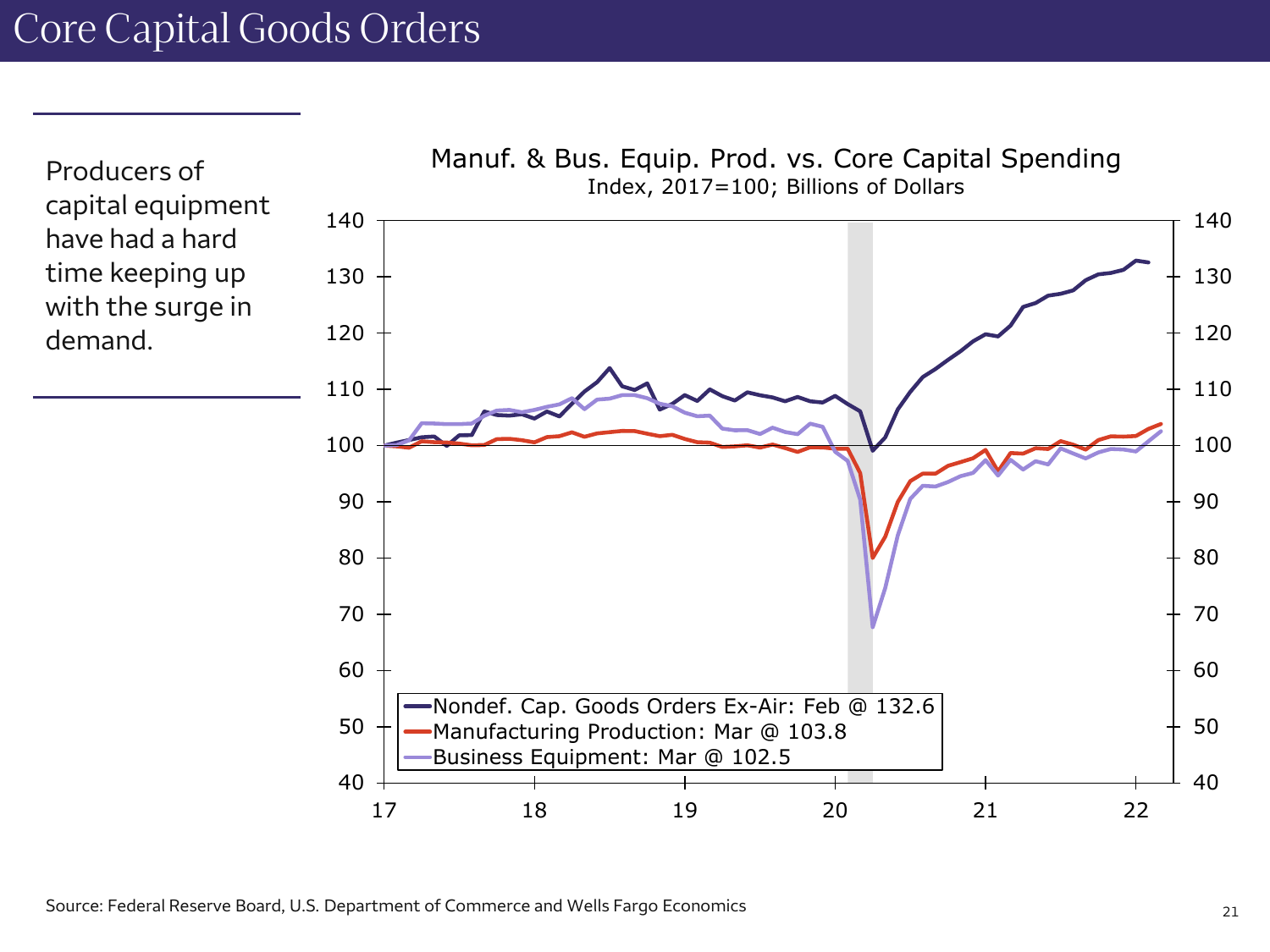# Core Capital Goods Orders

Producers of capital equipment have had a hard time keeping up with the surge in demand.

Manuf. & Bus. Equip. Prod. vs. Core Capital Spending

Index, 2017=100; Billions of Dollars

- Nondef. Cap. Goods Orders Ex-Air: Feb @ 132.6
- Manufacturing Production: Mar @ 103.8
- Business Equipment: Mar @ 102.5

Source: Federal Reserve Board, U.S. Department of Commerce and Wells Fargo Economics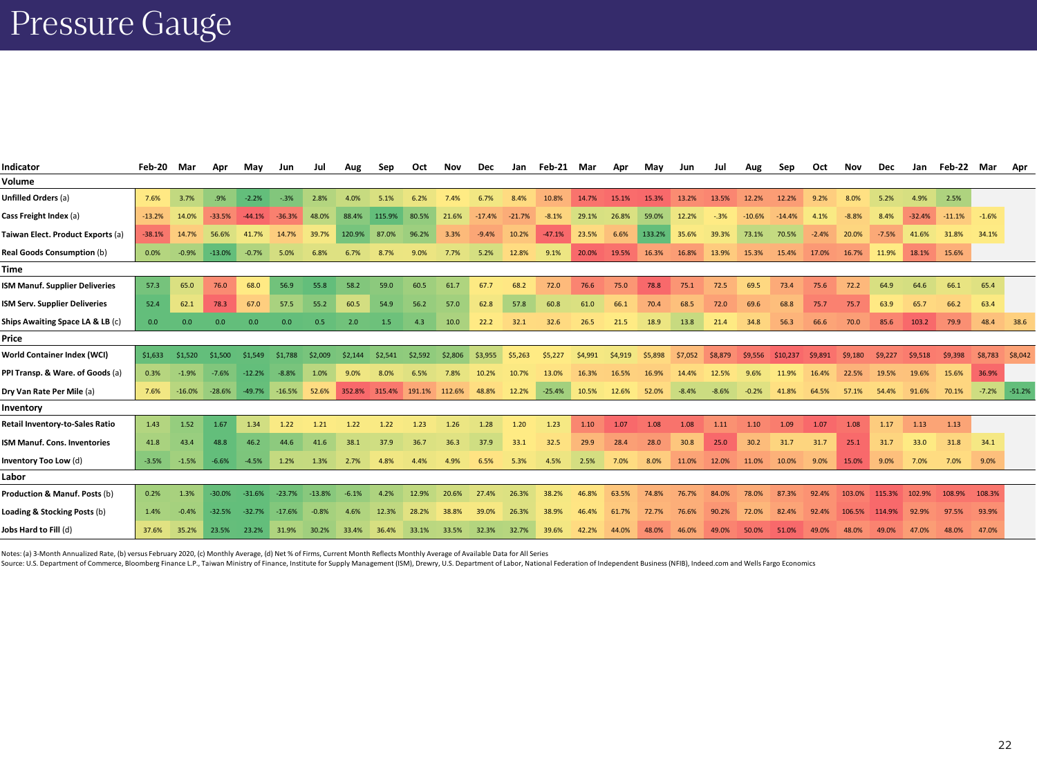# Pressure Gauge

| Indicator | Feb-20 | Mar | Apr | May | Jun | Jul | Aug | Sep | Oct | Nov | Dec | Jan | Feb-21 | Mar | Apr | May | Jun | Jul | Aug | Sep | Oct | Nov | Dec | Jan | Feb-22 | Mar | Apr |
|---|---|---|---|---|---|---|---|---|---|---|---|---|---|---|---|---|---|---|---|---|---|---|---|---|---|---|---|
| **Volume** | | | | | | | | | | | | | | | | | | | | | | | | | | | |
| **Unfilled Orders** (a) | 7.6% | 3.7% | .9% | -2.2% | -.3% | 2.8% | 4.0% | 5.1% | 6.2% | 7.4% | 6.7% | 8.4% | 10.8% | 14.7% | 15.1% | 15.3% | 13.2% | 13.5% | 12.2% | 12.2% | 9.2% | 8.0% | 5.2% | 4.9% | 2.5% | | |
| **Cass Freight Index** (a) | -13.2% | 14.0% | -33.5% | -44.1% | -36.3% | 48.0% | 88.4% | 115.9% | 80.5% | 21.6% | -17.4% | -21.7% | -8.1% | 29.1% | 26.8% | 59.0% | 12.2% | -.3% | -10.6% | -14.4% | 4.1% | -8.8% | 8.4% | -32.4% | -11.1% | -1.6% | |
| **Taiwan Elect. Product Exports** (a) | -38.1% | 14.7% | 56.6% | 41.7% | 14.7% | 39.7% | 120.9% | 87.0% | 96.2% | 3.3% | -9.4% | 10.2% | -47.1% | 23.5% | 6.6% | 133.2% | 35.6% | 39.3% | 73.1% | 70.5% | -2.4% | 20.0% | -7.5% | 41.6% | 31.8% | 34.1% | |
| **Real Goods Consumption** (b) | 0.0% | -0.9% | -13.0% | -0.7% | 5.0% | 6.8% | 6.7% | 8.7% | 9.0% | 7.7% | 5.2% | 12.8% | 9.1% | 20.0% | 19.5% | 16.3% | 16.8% | 13.9% | 15.3% | 15.4% | 17.0% | 16.7% | 11.9% | 18.1% | 15.6% | | |
| **Time** | | | | | | | | | | | | | | | | | | | | | | | | | | | |
| **ISM Manuf. Supplier Deliveries** | 57.3 | 65.0 | 76.0 | 68.0 | 56.9 | 55.8 | 58.2 | 59.0 | 60.5 | 61.7 | 67.7 | 68.2 | 72.0 | 76.6 | 75.0 | 78.8 | 75.1 | 72.5 | 69.5 | 73.4 | 75.6 | 72.2 | 64.9 | 64.6 | 66.1 | 65.4 | |
| **ISM Serv. Supplier Deliveries** | 52.4 | 62.1 | 78.3 | 67.0 | 57.5 | 55.2 | 60.5 | 54.9 | 56.2 | 57.0 | 62.8 | 57.8 | 60.8 | 61.0 | 66.1 | 70.4 | 68.5 | 72.0 | 69.6 | 68.8 | 75.7 | 75.7 | 63.9 | 65.7 | 66.2 | 63.4 | |
| **Ships Awaiting Space LA & LB** (c) | 0.0 | 0.0 | 0.0 | 0.0 | 0.0 | 0.5 | 2.0 | 1.5 | 4.3 | 10.0 | 22.2 | 32.1 | 32.6 | 26.5 | 21.5 | 18.9 | 13.8 | 21.4 | 34.8 | 56.3 | 66.6 | 70.0 | 85.6 | 103.2 | 79.9 | 48.4 | 38.6 |
| **Price** | | | | | | | | | | | | | | | | | | | | | | | | | | | |
| **World Container Index (WCI)** | $1,633 | $1,520 | $1,500 | $1,549 | $1,788 | $2,009 | $2,144 | $2,541 | $2,592 | $2,806 | $3,955 | $5,263 | $5,227 | $4,991 | $4,919 | $5,898 | $7,052 | $8,879 | $9,556 | $10,237 | $9,891 | $9,180 | $9,227 | $9,518 | $9,398 | $8,783 | $8,042 |
| **PPI Transp. & Ware. of Goods** (a) | 0.3% | -1.9% | -7.6% | -12.2% | -8.8% | 1.0% | 9.0% | 8.0% | 6.5% | 7.8% | 10.2% | 10.7% | 13.0% | 16.3% | 16.5% | 16.9% | 14.4% | 12.5% | 9.6% | 11.9% | 16.4% | 22.5% | 19.5% | 19.6% | 15.6% | 36.9% | |
| **Dry Van Rate Per Mile** (a) | 7.6% | -16.0% | -28.6% | -49.7% | -16.5% | 52.6% | 352.8% | 315.4% | 191.1% | 112.6% | 48.8% | 12.2% | -25.4% | 10.5% | 12.6% | 52.0% | -8.4% | -8.6% | -0.2% | 41.8% | 64.5% | 57.1% | 54.4% | 91.6% | 70.1% | -7.2% | -51.2% |
| **Inventory** | | | | | | | | | | | | | | | | | | | | | | | | | | | |
| **Retail Inventory-to-Sales Ratio** | 1.43 | 1.52 | 1.67 | 1.34 | 1.22 | 1.21 | 1.22 | 1.22 | 1.23 | 1.26 | 1.28 | 1.20 | 1.23 | 1.10 | 1.07 | 1.08 | 1.08 | 1.11 | 1.10 | 1.09 | 1.07 | 1.08 | 1.17 | 1.13 | 1.13 | | |
| **ISM Manuf. Cons. Inventories** | 41.8 | 43.4 | 48.8 | 46.2 | 44.6 | 41.6 | 38.1 | 37.9 | 36.7 | 36.3 | 37.9 | 33.1 | 32.5 | 29.9 | 28.4 | 28.0 | 30.8 | 25.0 | 30.2 | 31.7 | 31.7 | 25.1 | 31.7 | 33.0 | 31.8 | 34.1 | |
| **Inventory Too Low** (d) | -3.5% | -1.5% | -6.6% | -4.5% | 1.2% | 1.3% | 2.7% | 4.8% | 4.4% | 4.9% | 6.5% | 5.3% | 4.5% | 2.5% | 7.0% | 8.0% | 11.0% | 12.0% | 11.0% | 10.0% | 9.0% | 15.0% | 9.0% | 7.0% | 7.0% | 9.0% | |
| **Labor** | | | | | | | | | | | | | | | | | | | | | | | | | | | |
| **Production & Manuf. Posts** (b) | 0.2% | 1.3% | -30.0% | -31.6% | -23.7% | -13.8% | -6.1% | 4.2% | 12.9% | 20.6% | 27.4% | 26.3% | 38.2% | 46.8% | 63.5% | 74.8% | 76.7% | 84.0% | 78.0% | 87.3% | 92.4% | 103.0% | 115.3% | 102.9% | 108.9% | 108.3% | |
| **Loading & Stocking Posts** (b) | 1.4% | -0.4% | -32.5% | -32.7% | -17.6% | -0.8% | 4.6% | 12.3% | 28.2% | 38.8% | 39.0% | 26.3% | 38.9% | 46.4% | 61.7% | 72.7% | 76.6% | 90.2% | 72.0% | 82.4% | 92.4% | 106.5% | 114.9% | 92.9% | 97.5% | 93.9% | |
| **Jobs Hard to Fill** (d) | 37.6% | 35.2% | 23.5% | 23.2% | 31.9% | 30.2% | 33.4% | 36.4% | 33.1% | 33.5% | 32.3% | 32.7% | 39.6% | 42.2% | 44.0% | 48.0% | 46.0% | 49.0% | 50.0% | 51.0% | 49.0% | 48.0% | 49.0% | 47.0% | 48.0% | 47.0% | |

Notes: (a) 3-Month Annualized Rate, (b) versus February 2020, (c) Monthly Average, (d) Net % of Firms, Current Month Reflects Monthly Average of Available Data for All Series
Source: U.S. Department of Commerce, Bloomberg Finance L.P., Taiwan Ministry of Finance, Institute for Supply Management (ISM), Drewry, U.S. Department of Labor, National Federation of Independent Business (NFIB), Indeed.com and Wells Fargo Economics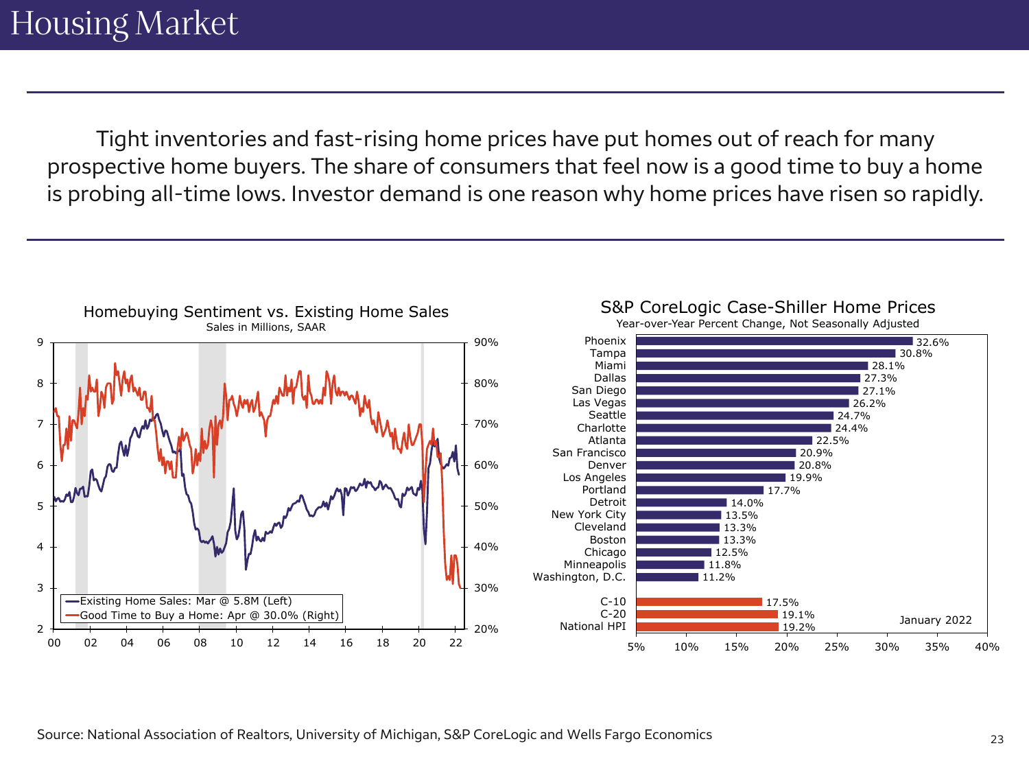# Housing Market

Tight inventories and fast-rising home prices have put homes out of reach for many prospective home buyers. The share of consumers that feel now is a good time to buy a home is probing all-time lows. Investor demand is one reason why home prices have risen so rapidly.

**Homebuying Sentiment vs. Existing Home Sales**
Sales in Millions, SAAR

- Existing Home Sales: Mar @ 5.8M (Left)
- Good Time to Buy a Home: Apr @ 30.0% (Right)

**S&P CoreLogic Case-Shiller Home Prices**
Year-over-Year Percent Change, Not Seasonally Adjusted

January 2022

| City | YoY % Change |
|---|---|
| Phoenix | 32.6% |
| Tampa | 30.8% |
| Miami | 28.1% |
| Dallas | 27.3% |
| San Diego | 27.1% |
| Las Vegas | 26.2% |
| Seattle | 24.7% |
| Charlotte | 24.4% |
| Atlanta | 22.5% |
| San Francisco | 20.9% |
| Denver | 20.8% |
| Los Angeles | 19.9% |
| Portland | 17.7% |
| Detroit | 14.0% |
| New York City | 13.5% |
| Cleveland | 13.3% |
| Boston | 13.3% |
| Chicago | 12.5% |
| Minneapolis | 11.8% |
| Washington, D.C. | 11.2% |
| C-10 | 17.5% |
| C-20 | 19.1% |
| National HPI | 19.2% |

Source: National Association of Realtors, University of Michigan, S&P CoreLogic and Wells Fargo Economics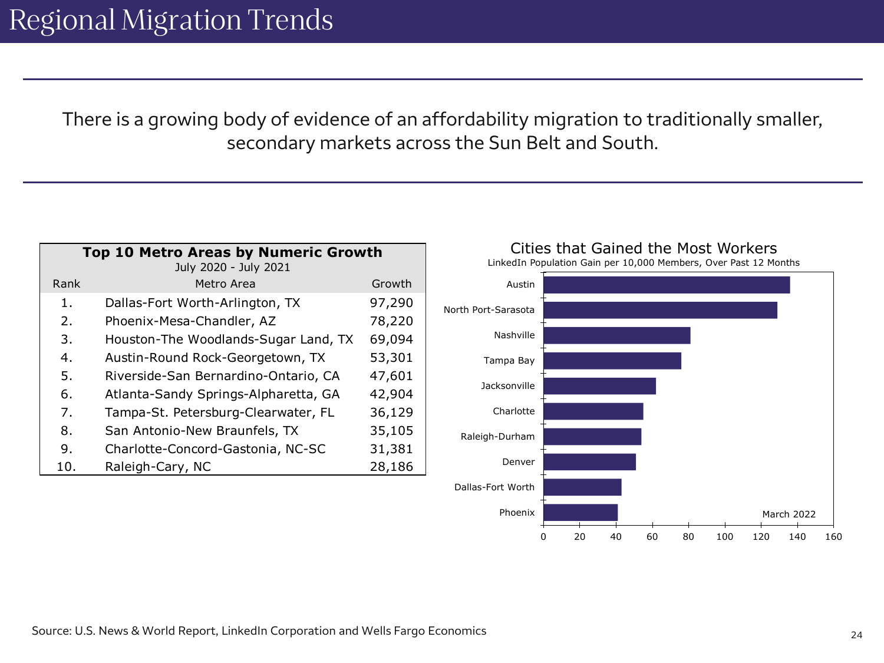# Regional Migration Trends

There is a growing body of evidence of an affordability migration to traditionally smaller, secondary markets across the Sun Belt and South.

**Top 10 Metro Areas by Numeric Growth**
July 2020 - July 2021

| Rank | Metro Area | Growth |
|---|---|---|
| 1. | Dallas-Fort Worth-Arlington, TX | 97,290 |
| 2. | Phoenix-Mesa-Chandler, AZ | 78,220 |
| 3. | Houston-The Woodlands-Sugar Land, TX | 69,094 |
| 4. | Austin-Round Rock-Georgetown, TX | 53,301 |
| 5. | Riverside-San Bernardino-Ontario, CA | 47,601 |
| 6. | Atlanta-Sandy Springs-Alpharetta, GA | 42,904 |
| 7. | Tampa-St. Petersburg-Clearwater, FL | 36,129 |
| 8. | San Antonio-New Braunfels, TX | 35,105 |
| 9. | Charlotte-Concord-Gastonia, NC-SC | 31,381 |
| 10. | Raleigh-Cary, NC | 28,186 |

**Cities that Gained the Most Workers**
LinkedIn Population Gain per 10,000 Members, Over Past 12 Months

Austin, North Port-Sarasota, Nashville, Tampa Bay, Jacksonville, Charlotte, Raleigh-Durham, Denver, Dallas-Fort Worth, Phoenix

March 2022

Source: U.S. News & World Report, LinkedIn Corporation and Wells Fargo Economics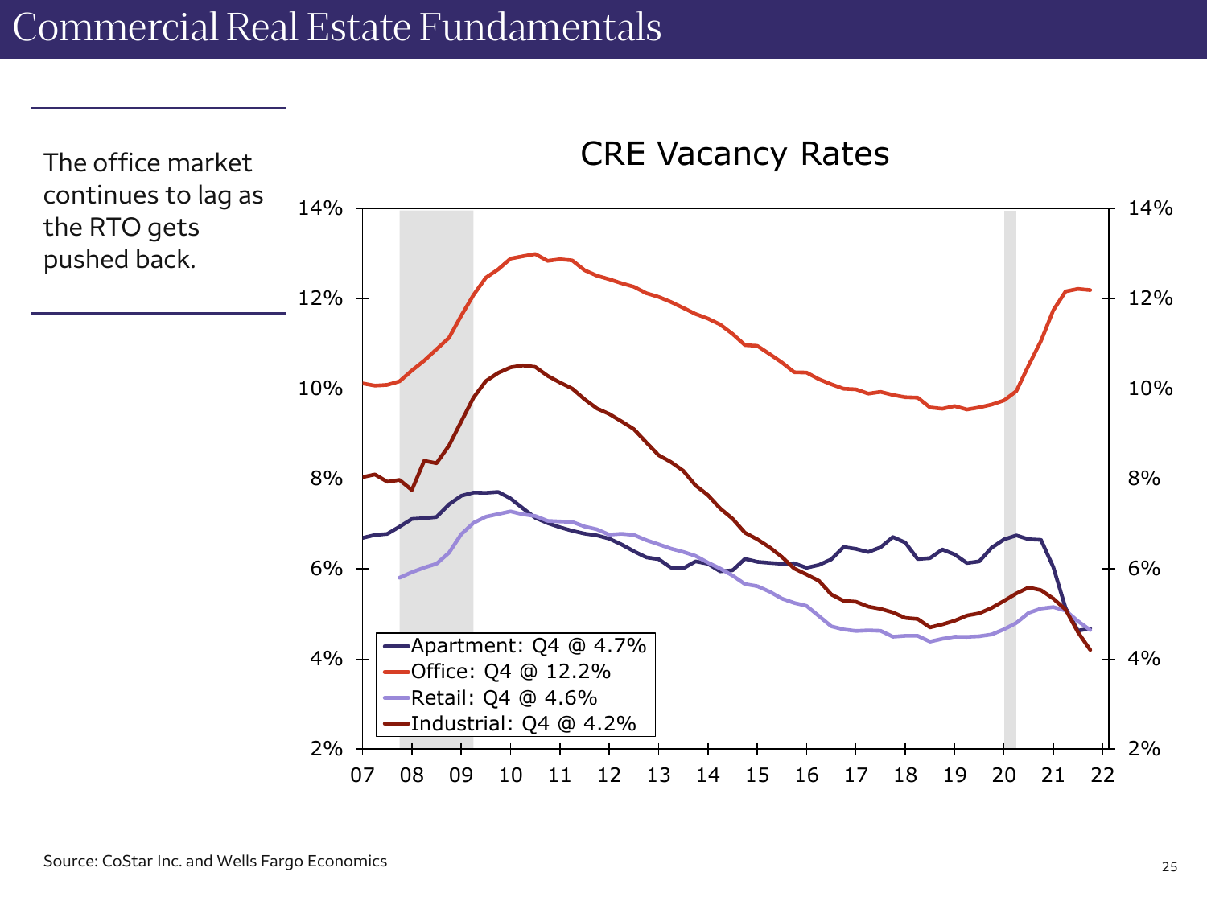# Commercial Real Estate Fundamentals

The office market continues to lag as the RTO gets pushed back.

CRE Vacancy Rates

- Apartment: Q4 @ 4.7%
- Office: Q4 @ 12.2%
- Retail: Q4 @ 4.6%
- Industrial: Q4 @ 4.2%

Source: CoStar Inc. and Wells Fargo Economics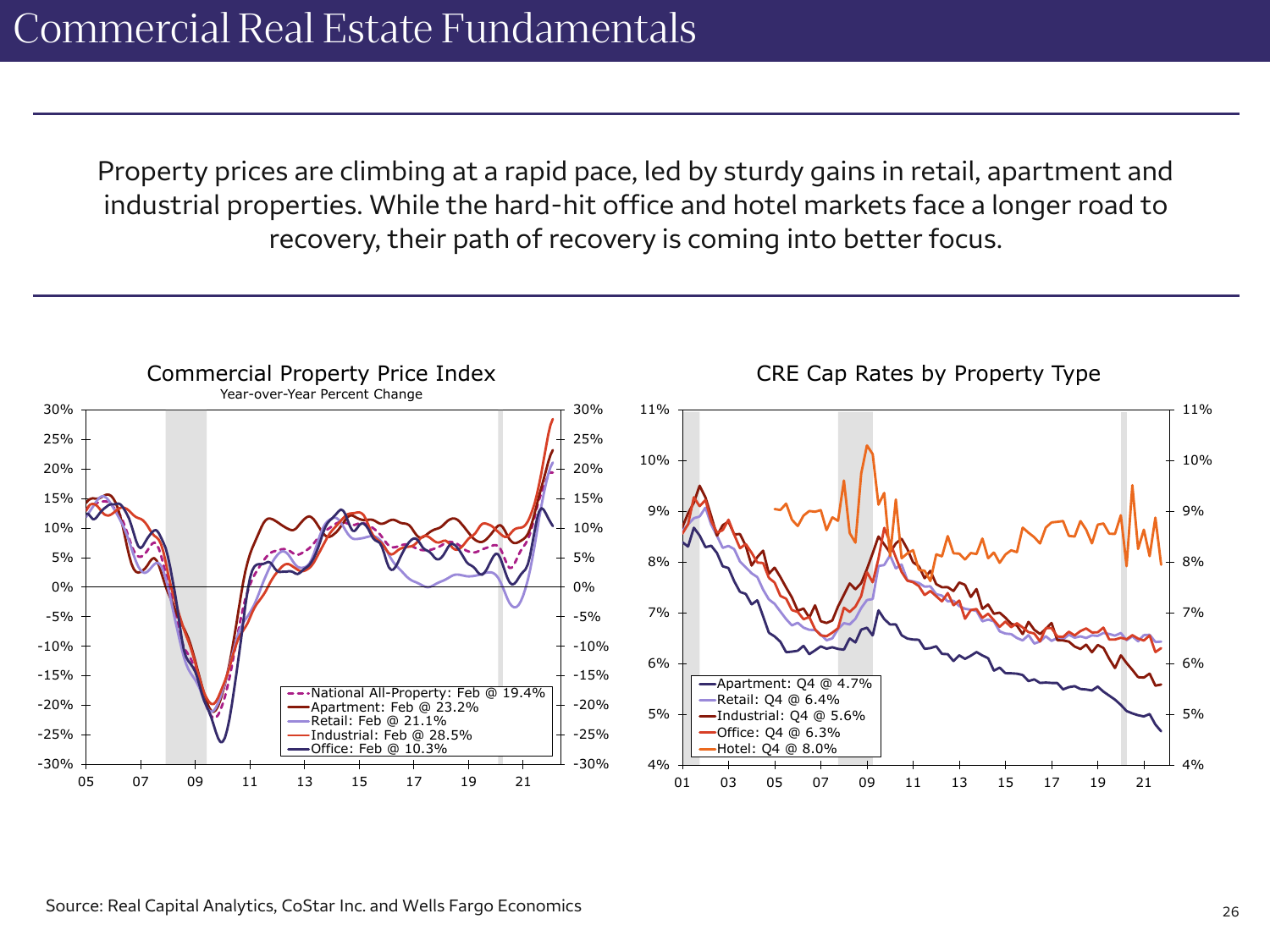# Commercial Real Estate Fundamentals

Property prices are climbing at a rapid pace, led by sturdy gains in retail, apartment and industrial properties. While the hard-hit office and hotel markets face a longer road to recovery, their path of recovery is coming into better focus.

**Commercial Property Price Index**
Year-over-Year Percent Change

- National All-Property: Feb @ 19.4%
- Apartment: Feb @ 23.2%
- Retail: Feb @ 21.1%
- Industrial: Feb @ 28.5%
- Office: Feb @ 10.3%

**CRE Cap Rates by Property Type**

- Apartment: Q4 @ 4.7%
- Retail: Q4 @ 6.4%
- Industrial: Q4 @ 5.6%
- Office: Q4 @ 6.3%
- Hotel: Q4 @ 8.0%

Source: Real Capital Analytics, CoStar Inc. and Wells Fargo Economics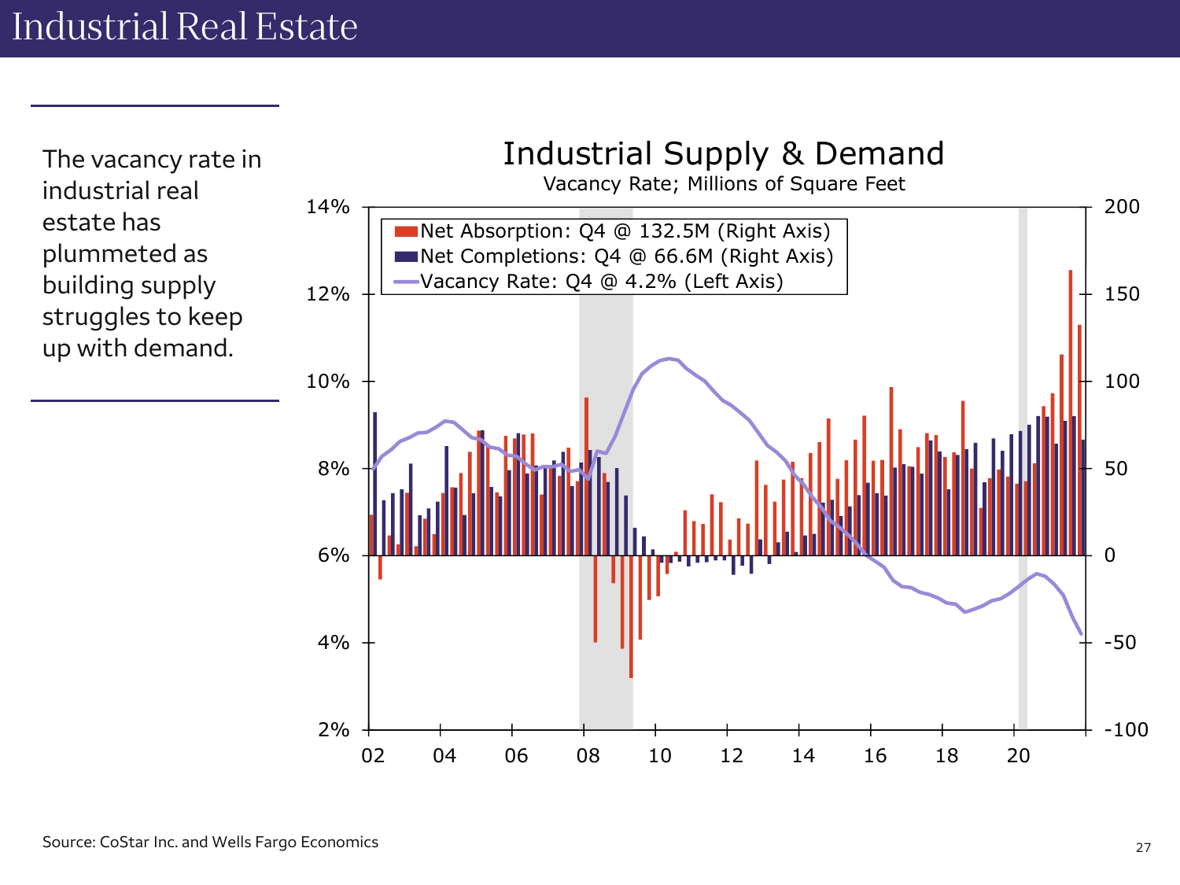# Industrial Real Estate

The vacancy rate in industrial real estate has plummeted as building supply struggles to keep up with demand.

## Industrial Supply & Demand

Vacancy Rate; Millions of Square Feet

- Net Absorption: Q4 @ 132.5M (Right Axis)
- Net Completions: Q4 @ 66.6M (Right Axis)
- Vacancy Rate: Q4 @ 4.2% (Left Axis)

Source: CoStar Inc. and Wells Fargo Economics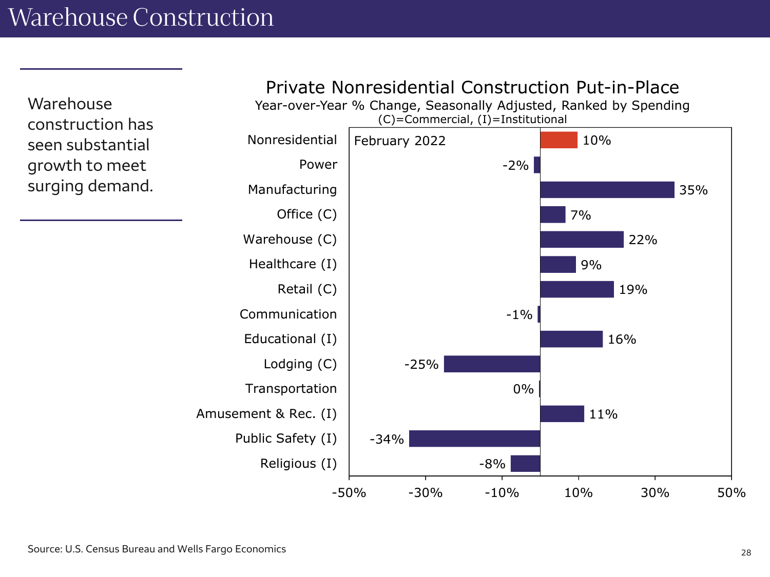# Warehouse Construction

Warehouse construction has seen substantial growth to meet surging demand.

**Private Nonresidential Construction Put-in-Place**
Year-over-Year % Change, Seasonally Adjusted, Ranked by Spending
(C)=Commercial, (I)=Institutional

February 2022

| Category | YoY % Change |
|---|---|
| Nonresidential | 10% |
| Power | -2% |
| Manufacturing | 35% |
| Office (C) | 7% |
| Warehouse (C) | 22% |
| Healthcare (I) | 9% |
| Retail (C) | 19% |
| Communication | -1% |
| Educational (I) | 16% |
| Lodging (C) | -25% |
| Transportation | 0% |
| Amusement & Rec. (I) | 11% |
| Public Safety (I) | -34% |
| Religious (I) | -8% |

Source: U.S. Census Bureau and Wells Fargo Economics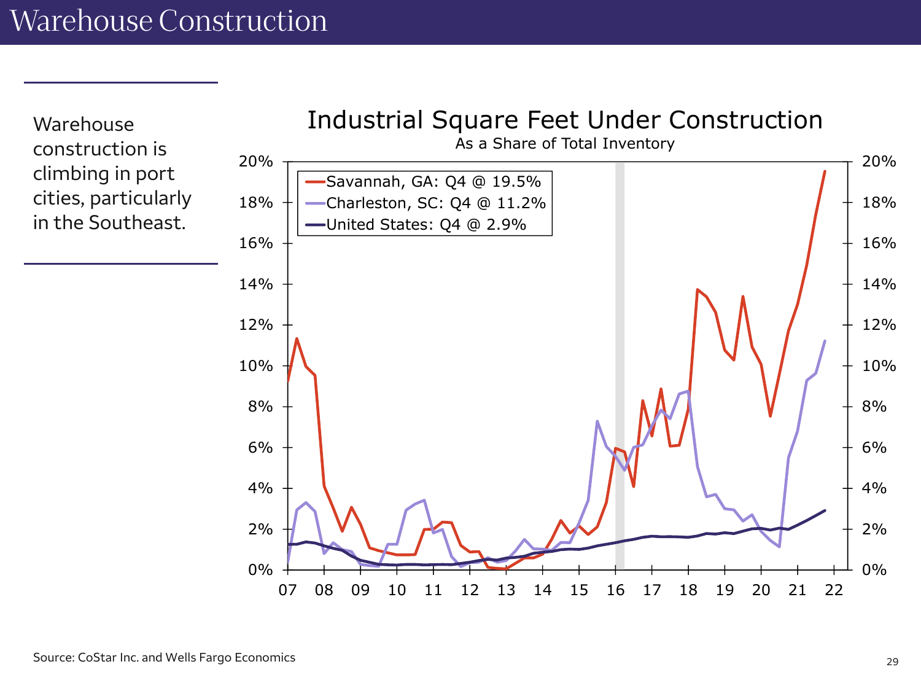# Warehouse Construction

Warehouse construction is climbing in port cities, particularly in the Southeast.

## Industrial Square Feet Under Construction

As a Share of Total Inventory

- Savannah, GA: Q4 @ 19.5%
- Charleston, SC: Q4 @ 11.2%
- United States: Q4 @ 2.9%

Source: CoStar Inc. and Wells Fargo Economics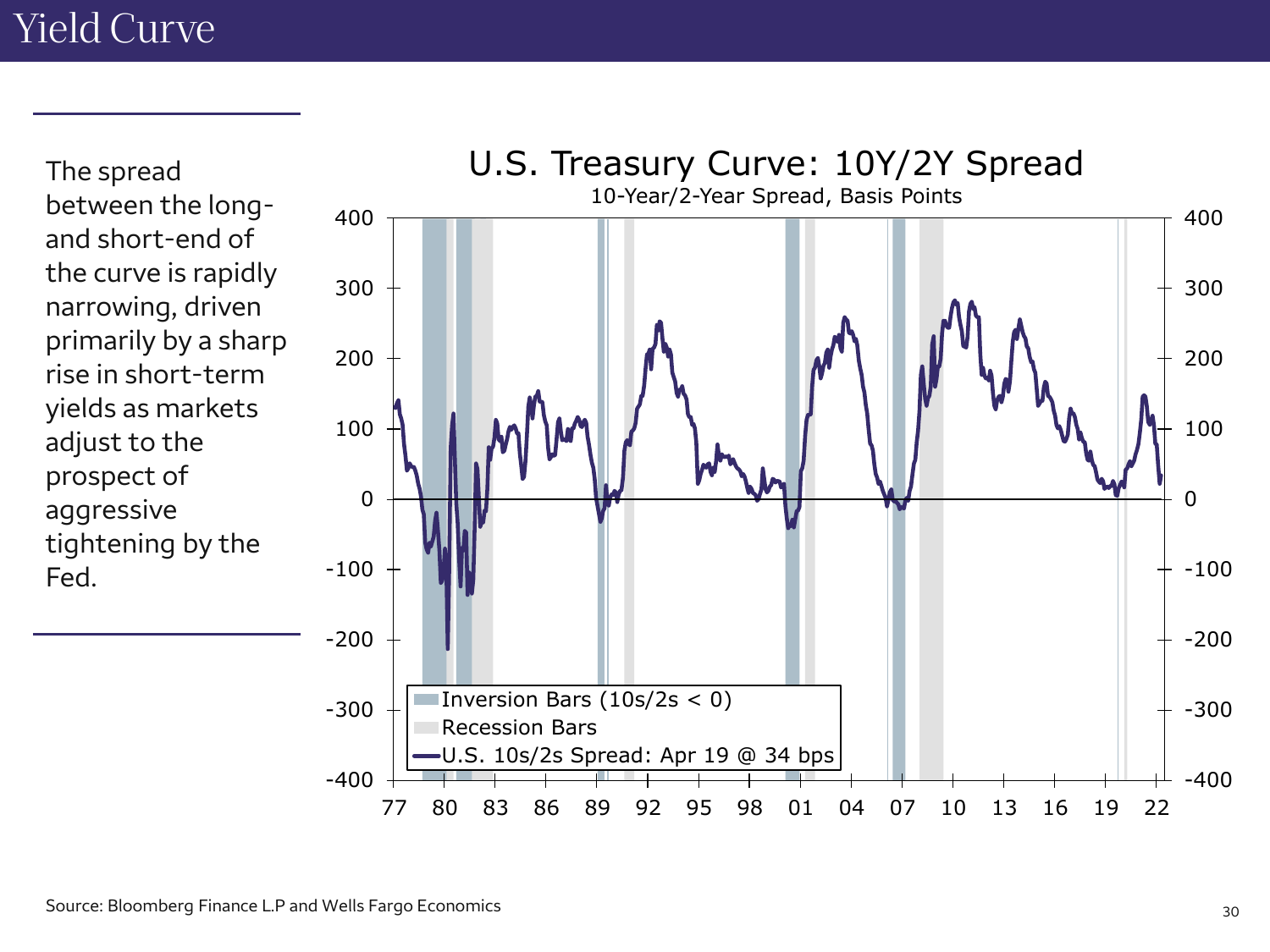# Yield Curve

The spread between the long- and short-end of the curve is rapidly narrowing, driven primarily by a sharp rise in short-term yields as markets adjust to the prospect of aggressive tightening by the Fed.

**U.S. Treasury Curve: 10Y/2Y Spread**

10-Year/2-Year Spread, Basis Points

- Inversion Bars (10s/2s < 0)
- Recession Bars
- U.S. 10s/2s Spread: Apr 19 @ 34 bps

Source: Bloomberg Finance L.P and Wells Fargo Economics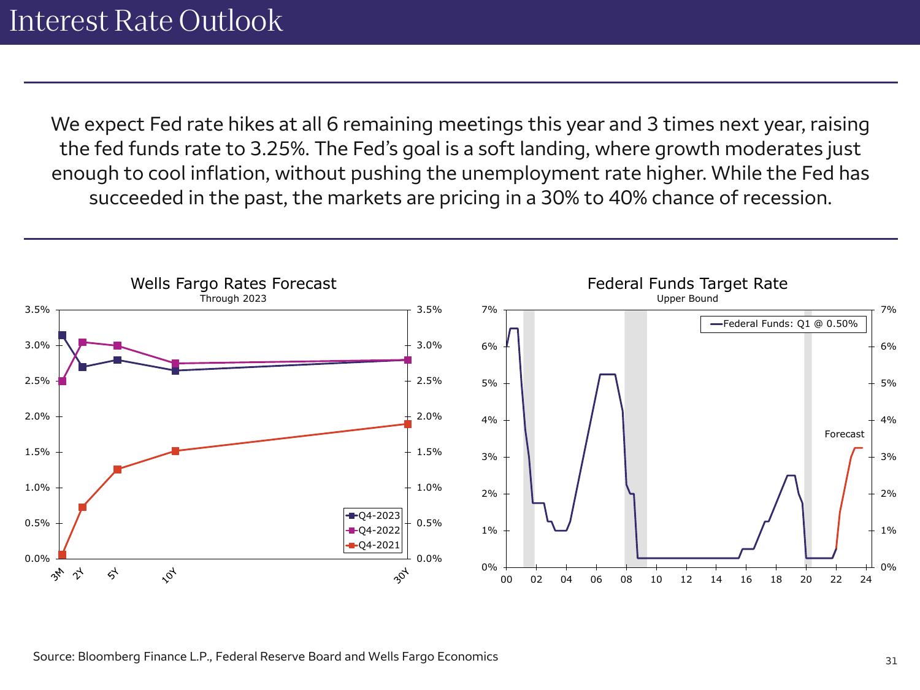# Interest Rate Outlook

We expect Fed rate hikes at all 6 remaining meetings this year and 3 times next year, raising the fed funds rate to 3.25%. The Fed's goal is a soft landing, where growth moderates just enough to cool inflation, without pushing the unemployment rate higher. While the Fed has succeeded in the past, the markets are pricing in a 30% to 40% chance of recession.

**Wells Fargo Rates Forecast**
Through 2023

**Federal Funds Target Rate**
Upper Bound

Source: Bloomberg Finance L.P., Federal Reserve Board and Wells Fargo Economics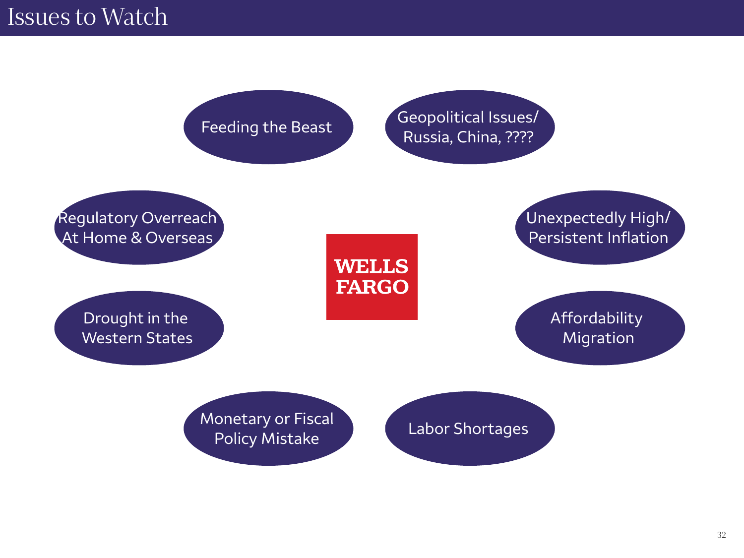# Issues to Watch

- Feeding the Beast
- Geopolitical Issues/ Russia, China, ????
- Regulatory Overreach At Home & Overseas
- Unexpectedly High/ Persistent Inflation
- Drought in the Western States
- Affordability Migration
- Monetary or Fiscal Policy Mistake
- Labor Shortages

WELLS FARGO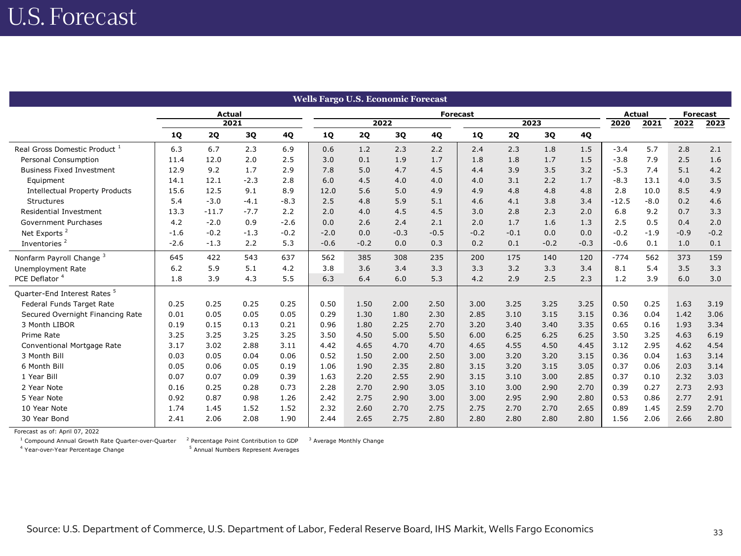# U.S. Forecast

| Wells Fargo U.S. Economic Forecast | | | | | | | | | | | | | | | | | | | |
|---|---|---|---|---|---|---|---|---|---|---|---|---|---|---|---|---|---|---|---|
| | Actual | | | | Forecast | | | | | | | | | | Actual | | Forecast | |
| | 2021 | | | | 2022 | | | | 2023 | | | | | | 2020 | 2021 | 2022 | 2023 |
| | 1Q | 2Q | 3Q | 4Q | 1Q | 2Q | 3Q | 4Q | 1Q | 2Q | 3Q | 4Q | | | | | | |
| Real Gross Domestic Product [1] | 6.3 | 6.7 | 2.3 | 6.9 | 0.6 | 1.2 | 2.3 | 2.2 | 2.4 | 2.3 | 1.8 | 1.5 | | | -3.4 | 5.7 | 2.8 | 2.1 |
| Personal Consumption | 11.4 | 12.0 | 2.0 | 2.5 | 3.0 | 0.1 | 1.9 | 1.7 | 1.8 | 1.8 | 1.7 | 1.5 | | | -3.8 | 7.9 | 2.5 | 1.6 |
| Business Fixed Investment | 12.9 | 9.2 | 1.7 | 2.9 | 7.8 | 5.0 | 4.7 | 4.5 | 4.4 | 3.9 | 3.5 | 3.2 | | | -5.3 | 7.4 | 5.1 | 4.2 |
| Equipment | 14.1 | 12.1 | -2.3 | 2.8 | 6.0 | 4.5 | 4.0 | 4.0 | 4.0 | 3.1 | 2.2 | 1.7 | | | -8.3 | 13.1 | 4.0 | 3.5 |
| Intellectual Property Products | 15.6 | 12.5 | 9.1 | 8.9 | 12.0 | 5.6 | 5.0 | 4.9 | 4.9 | 4.8 | 4.8 | 4.8 | | | 2.8 | 10.0 | 8.5 | 4.9 |
| Structures | 5.4 | -3.0 | -4.1 | -8.3 | 2.5 | 4.8 | 5.9 | 5.1 | 4.6 | 4.1 | 3.8 | 3.4 | | | -12.5 | -8.0 | 0.2 | 4.6 |
| Residential Investment | 13.3 | -11.7 | -7.7 | 2.2 | 2.0 | 4.0 | 4.5 | 4.5 | 3.0 | 2.8 | 2.3 | 2.0 | | | 6.8 | 9.2 | 0.7 | 3.3 |
| Government Purchases | 4.2 | -2.0 | 0.9 | -2.6 | 0.0 | 2.6 | 2.4 | 2.1 | 2.0 | 1.7 | 1.6 | 1.3 | | | 2.5 | 0.5 | 0.4 | 2.0 |
| Net Exports [2] | -1.6 | -0.2 | -1.3 | -0.2 | -2.0 | 0.0 | -0.3 | -0.5 | -0.2 | -0.1 | 0.0 | 0.0 | | | -0.2 | -1.9 | -0.9 | -0.2 |
| Inventories [2] | -2.6 | -1.3 | 2.2 | 5.3 | -0.6 | -0.2 | 0.0 | 0.3 | 0.2 | 0.1 | -0.2 | -0.3 | | | -0.6 | 0.1 | 1.0 | 0.1 |
| Nonfarm Payroll Change [3] | 645 | 422 | 543 | 637 | 562 | 385 | 308 | 235 | 200 | 175 | 140 | 120 | | | -774 | 562 | 373 | 159 |
| Unemployment Rate | 6.2 | 5.9 | 5.1 | 4.2 | 3.8 | 3.6 | 3.4 | 3.3 | 3.3 | 3.2 | 3.3 | 3.4 | | | 8.1 | 5.4 | 3.5 | 3.3 |
| PCE Deflator [4] | 1.8 | 3.9 | 4.3 | 5.5 | 6.3 | 6.4 | 6.0 | 5.3 | 4.2 | 2.9 | 2.5 | 2.3 | | | 1.2 | 3.9 | 6.0 | 3.0 |
| Quarter-End Interest Rates [5] | | | | | | | | | | | | | | | | | | |
| Federal Funds Target Rate | 0.25 | 0.25 | 0.25 | 0.25 | 0.50 | 1.50 | 2.00 | 2.50 | 3.00 | 3.25 | 3.25 | 3.25 | | | 0.50 | 0.25 | 1.63 | 3.19 |
| Secured Overnight Financing Rate | 0.01 | 0.05 | 0.05 | 0.05 | 0.29 | 1.30 | 1.80 | 2.30 | 2.85 | 3.10 | 3.15 | 3.15 | | | 0.36 | 0.04 | 1.42 | 3.06 |
| 3 Month LIBOR | 0.19 | 0.15 | 0.13 | 0.21 | 0.96 | 1.80 | 2.25 | 2.70 | 3.20 | 3.40 | 3.40 | 3.35 | | | 0.65 | 0.16 | 1.93 | 3.34 |
| Prime Rate | 3.25 | 3.25 | 3.25 | 3.25 | 3.50 | 4.50 | 5.00 | 5.50 | 6.00 | 6.25 | 6.25 | 6.25 | | | 3.50 | 3.25 | 4.63 | 6.19 |
| Conventional Mortgage Rate | 3.17 | 3.02 | 2.88 | 3.11 | 4.42 | 4.65 | 4.70 | 4.70 | 4.65 | 4.55 | 4.50 | 4.45 | | | 3.12 | 2.95 | 4.62 | 4.54 |
| 3 Month Bill | 0.03 | 0.05 | 0.04 | 0.06 | 0.52 | 1.50 | 2.00 | 2.50 | 3.00 | 3.20 | 3.20 | 3.15 | | | 0.36 | 0.04 | 1.63 | 3.14 |
| 6 Month Bill | 0.05 | 0.06 | 0.05 | 0.19 | 1.06 | 1.90 | 2.35 | 2.80 | 3.15 | 3.20 | 3.15 | 3.05 | | | 0.37 | 0.06 | 2.03 | 3.14 |
| 1 Year Bill | 0.07 | 0.07 | 0.09 | 0.39 | 1.63 | 2.20 | 2.55 | 2.90 | 3.15 | 3.10 | 3.00 | 2.85 | | | 0.37 | 0.10 | 2.32 | 3.03 |
| 2 Year Note | 0.16 | 0.25 | 0.28 | 0.73 | 2.28 | 2.70 | 2.90 | 3.05 | 3.10 | 3.00 | 2.90 | 2.70 | | | 0.39 | 0.27 | 2.73 | 2.93 |
| 5 Year Note | 0.92 | 0.87 | 0.98 | 1.26 | 2.42 | 2.75 | 2.90 | 3.00 | 3.00 | 2.95 | 2.90 | 2.80 | | | 0.53 | 0.86 | 2.77 | 2.91 |
| 10 Year Note | 1.74 | 1.45 | 1.52 | 1.52 | 2.32 | 2.60 | 2.70 | 2.75 | 2.75 | 2.70 | 2.70 | 2.65 | | | 0.89 | 1.45 | 2.59 | 2.70 |
| 30 Year Bond | 2.41 | 2.06 | 2.08 | 1.90 | 2.44 | 2.65 | 2.75 | 2.80 | 2.80 | 2.80 | 2.80 | 2.80 | | | 1.56 | 2.06 | 2.66 | 2.80 |

Forecast as of: April 07, 2022

[1] Compound Annual Growth Rate Quarter-over-Quarter [2] Percentage Point Contribution to GDP [3] Average Monthly Change
[4] Year-over-Year Percentage Change [5] Annual Numbers Represent Averages

Source: U.S. Department of Commerce, U.S. Department of Labor, Federal Reserve Board, IHS Markit, Wells Fargo Economics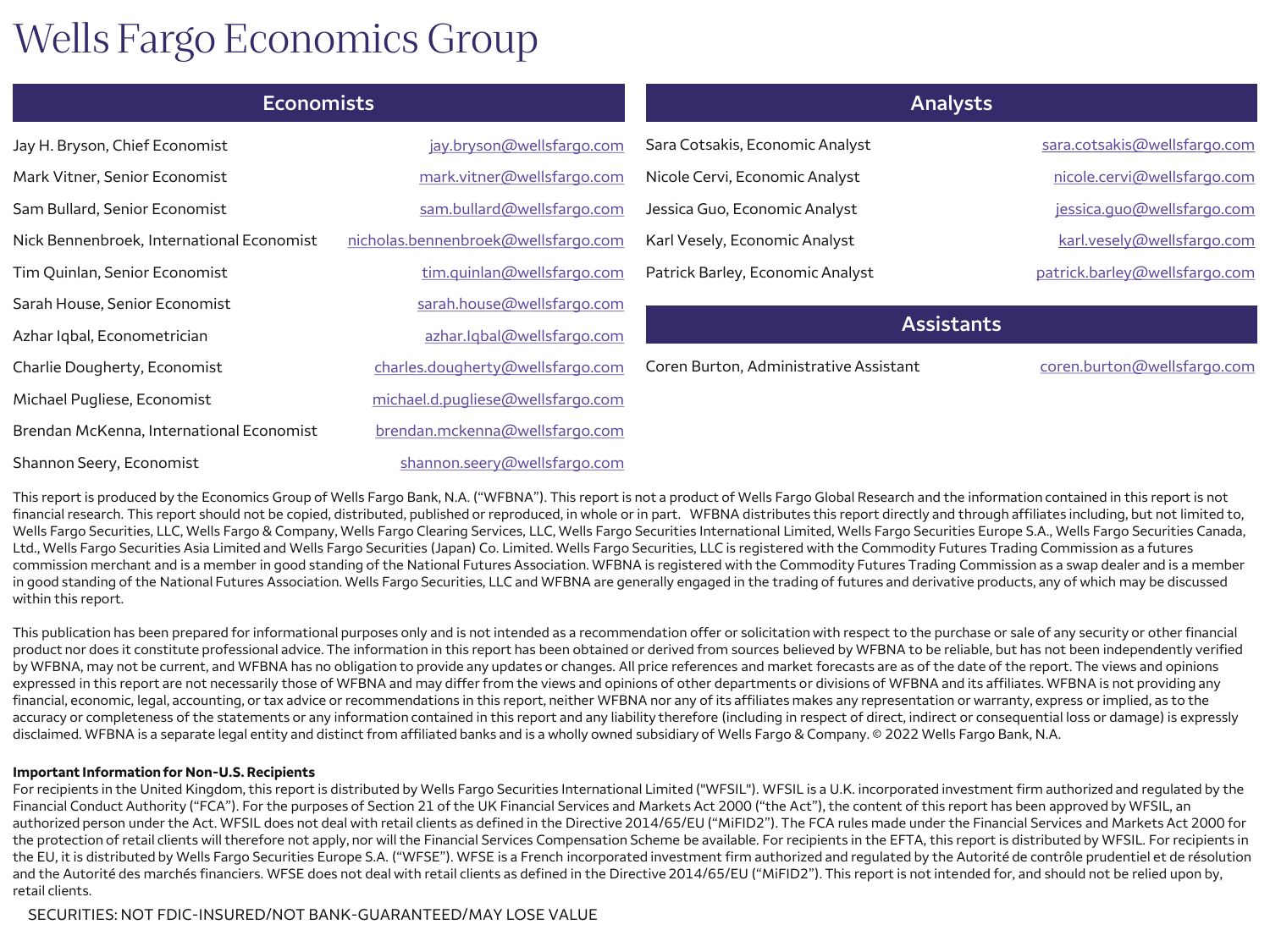# Wells Fargo Economics Group

## Economists

| | |
|---|---|
| Jay H. Bryson, Chief Economist | jay.bryson@wellsfargo.com |
| Mark Vitner, Senior Economist | mark.vitner@wellsfargo.com |
| Sam Bullard, Senior Economist | sam.bullard@wellsfargo.com |
| Nick Bennenbroek, International Economist | nicholas.bennenbroek@wellsfargo.com |
| Tim Quinlan, Senior Economist | tim.quinlan@wellsfargo.com |
| Sarah House, Senior Economist | sarah.house@wellsfargo.com |
| Azhar Iqbal, Econometrician | azhar.Iqbal@wellsfargo.com |
| Charlie Dougherty, Economist | charles.dougherty@wellsfargo.com |
| Michael Pugliese, Economist | michael.d.pugliese@wellsfargo.com |
| Brendan McKenna, International Economist | brendan.mckenna@wellsfargo.com |
| Shannon Seery, Economist | shannon.seery@wellsfargo.com |

## Analysts

| | |
|---|---|
| Sara Cotsakis, Economic Analyst | sara.cotsakis@wellsfargo.com |
| Nicole Cervi, Economic Analyst | nicole.cervi@wellsfargo.com |
| Jessica Guo, Economic Analyst | jessica.guo@wellsfargo.com |
| Karl Vesely, Economic Analyst | karl.vesely@wellsfargo.com |
| Patrick Barley, Economic Analyst | patrick.barley@wellsfargo.com |

## Assistants

| | |
|---|---|
| Coren Burton, Administrative Assistant | coren.burton@wellsfargo.com |

This report is produced by the Economics Group of Wells Fargo Bank, N.A. ("WFBNA"). This report is not a product of Wells Fargo Global Research and the information contained in this report is not financial research. This report should not be copied, distributed, published or reproduced, in whole or in part. WFBNA distributes this report directly and through affiliates including, but not limited to, Wells Fargo Securities, LLC, Wells Fargo & Company, Wells Fargo Clearing Services, LLC, Wells Fargo Securities International Limited, Wells Fargo Securities Europe S.A., Wells Fargo Securities Canada, Ltd., Wells Fargo Securities Asia Limited and Wells Fargo Securities (Japan) Co. Limited. Wells Fargo Securities, LLC is registered with the Commodity Futures Trading Commission as a futures commission merchant and is a member in good standing of the National Futures Association. WFBNA is registered with the Commodity Futures Trading Commission as a swap dealer and is a member in good standing of the National Futures Association. Wells Fargo Securities, LLC and WFBNA are generally engaged in the trading of futures and derivative products, any of which may be discussed within this report.

This publication has been prepared for informational purposes only and is not intended as a recommendation offer or solicitation with respect to the purchase or sale of any security or other financial product nor does it constitute professional advice. The information in this report has been obtained or derived from sources believed by WFBNA to be reliable, but has not been independently verified by WFBNA, may not be current, and WFBNA has no obligation to provide any updates or changes. All price references and market forecasts are as of the date of the report. The views and opinions expressed in this report are not necessarily those of WFBNA and may differ from the views and opinions of other departments or divisions of WFBNA and its affiliates. WFBNA is not providing any financial, economic, legal, accounting, or tax advice or recommendations in this report, neither WFBNA nor any of its affiliates makes any representation or warranty, express or implied, as to the accuracy or completeness of the statements or any information contained in this report and any liability therefore (including in respect of direct, indirect or consequential loss or damage) is expressly disclaimed. WFBNA is a separate legal entity and distinct from affiliated banks and is a wholly owned subsidiary of Wells Fargo & Company. © 2022 Wells Fargo Bank, N.A.

**Important Information for Non-U.S. Recipients**

For recipients in the United Kingdom, this report is distributed by Wells Fargo Securities International Limited ("WFSIL"). WFSIL is a U.K. incorporated investment firm authorized and regulated by the Financial Conduct Authority ("FCA"). For the purposes of Section 21 of the UK Financial Services and Markets Act 2000 ("the Act"), the content of this report has been approved by WFSIL, an authorized person under the Act. WFSIL does not deal with retail clients as defined in the Directive 2014/65/EU ("MiFID2"). The FCA rules made under the Financial Services and Markets Act 2000 for the protection of retail clients will therefore not apply, nor will the Financial Services Compensation Scheme be available. For recipients in the EFTA, this report is distributed by WFSIL. For recipients in the EU, it is distributed by Wells Fargo Securities Europe S.A. ("WFSE"). WFSE is a French incorporated investment firm authorized and regulated by the Autorité de contrôle prudentiel et de résolution and the Autorité des marchés financiers. WFSE does not deal with retail clients as defined in the Directive 2014/65/EU ("MiFID2"). This report is not intended for, and should not be relied upon by, retail clients.

SECURITIES: NOT FDIC-INSURED/NOT BANK-GUARANTEED/MAY LOSE VALUE